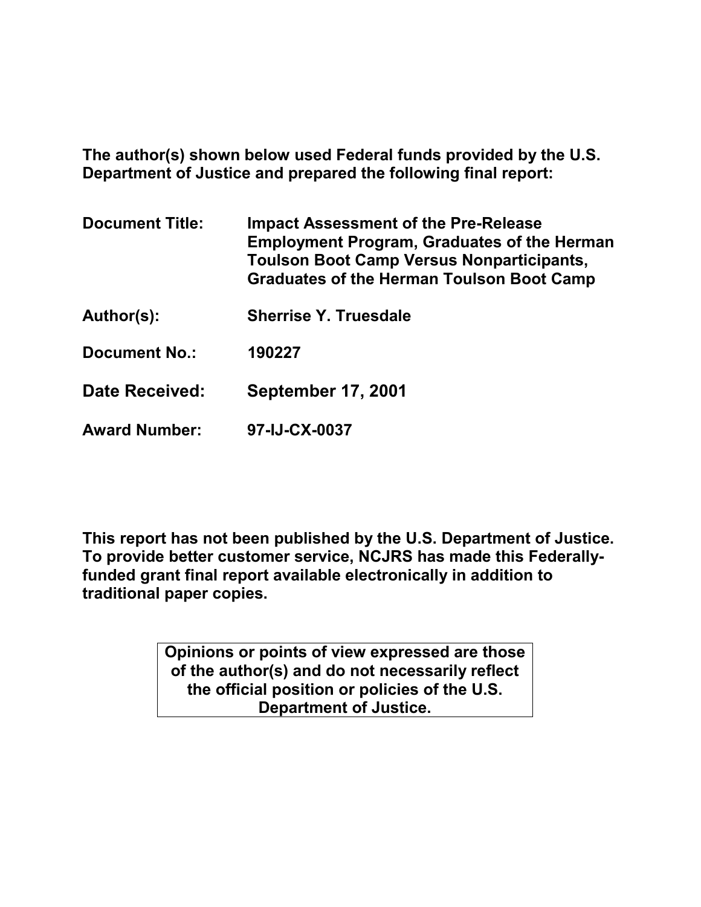**The author(s) shown below used Federal funds provided by the U.S. Department of Justice and prepared the following final report:**

| | |
|---|---|
| **Document Title:** | **Impact Assessment of the Pre-Release Employment Program, Graduates of the Herman Toulson Boot Camp Versus Nonparticipants, Graduates of the Herman Toulson Boot Camp** |
| **Author(s):** | **Sherrise Y. Truesdale** |
| **Document No.:** | **190227** |
| **Date Received:** | **September 17, 2001** |
| **Award Number:** | **97-IJ-CX-0037** |

**This report has not been published by the U.S. Department of Justice. To provide better customer service, NCJRS has made this Federally-funded grant final report available electronically in addition to traditional paper copies.**

**Opinions or points of view expressed are those of the author(s) and do not necessarily reflect the official position or policies of the U.S. Department of Justice.**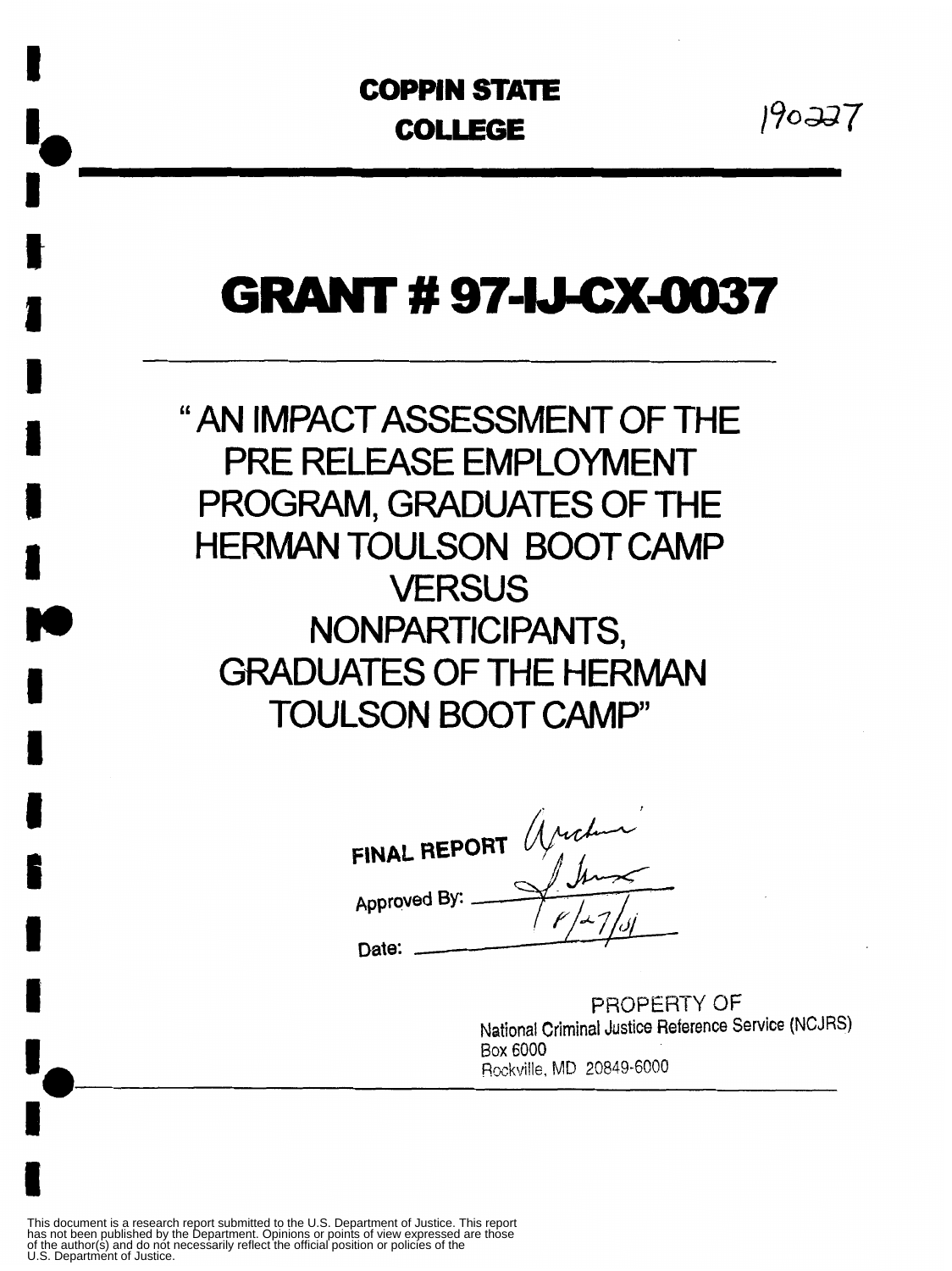**COPPIN STATE COLLEGE**

190227

# GRANT # 97-IJ-CX-0037

## "AN IMPACT ASSESSMENT OF THE PRE RELEASE EMPLOYMENT PROGRAM, GRADUATES OF THE HERMAN TOULSON BOOT CAMP VERSUS NONPARTICIPANTS, GRADUATES OF THE HERMAN TOULSON BOOT CAMP"

**FINAL REPORT**

Approved By: ____________

Date: 8/27/01

PROPERTY OF
National Criminal Justice Reference Service (NCJRS)
Box 6000
Rockville, MD 20849-6000

This document is a research report submitted to the U.S. Department of Justice. This report has not been published by the Department. Opinions or points of view expressed are those of the author(s) and do not necessarily reflect the official position or policies of the U.S. Department of Justice.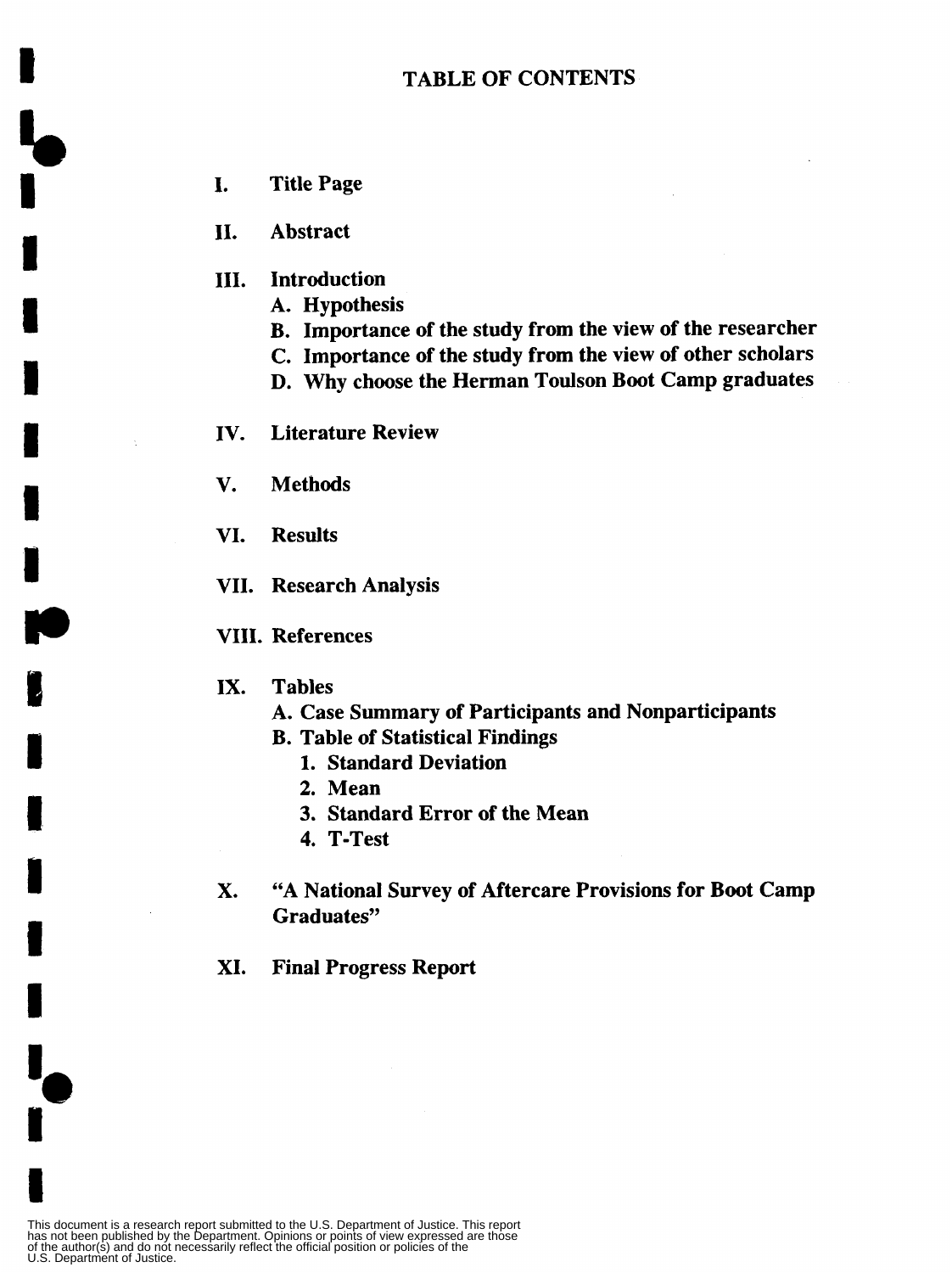# TABLE OF CONTENTS

I. Title Page

II. Abstract

III. Introduction
   - A. Hypothesis
   - B. Importance of the study from the view of the researcher
   - C. Importance of the study from the view of other scholars
   - D. Why choose the Herman Toulson Boot Camp graduates

IV. Literature Review

V. Methods

VI. Results

VII. Research Analysis

VIII. References

IX. Tables
   - A. Case Summary of Participants and Nonparticipants
   - B. Table of Statistical Findings
     1. Standard Deviation
     2. Mean
     3. Standard Error of the Mean
     4. T-Test

X. "A National Survey of Aftercare Provisions for Boot Camp Graduates"

XI. Final Progress Report

This document is a research report submitted to the U.S. Department of Justice. This report has not been published by the Department. Opinions or points of view expressed are those of the author(s) and do not necessarily reflect the official position or policies of the U.S. Department of Justice.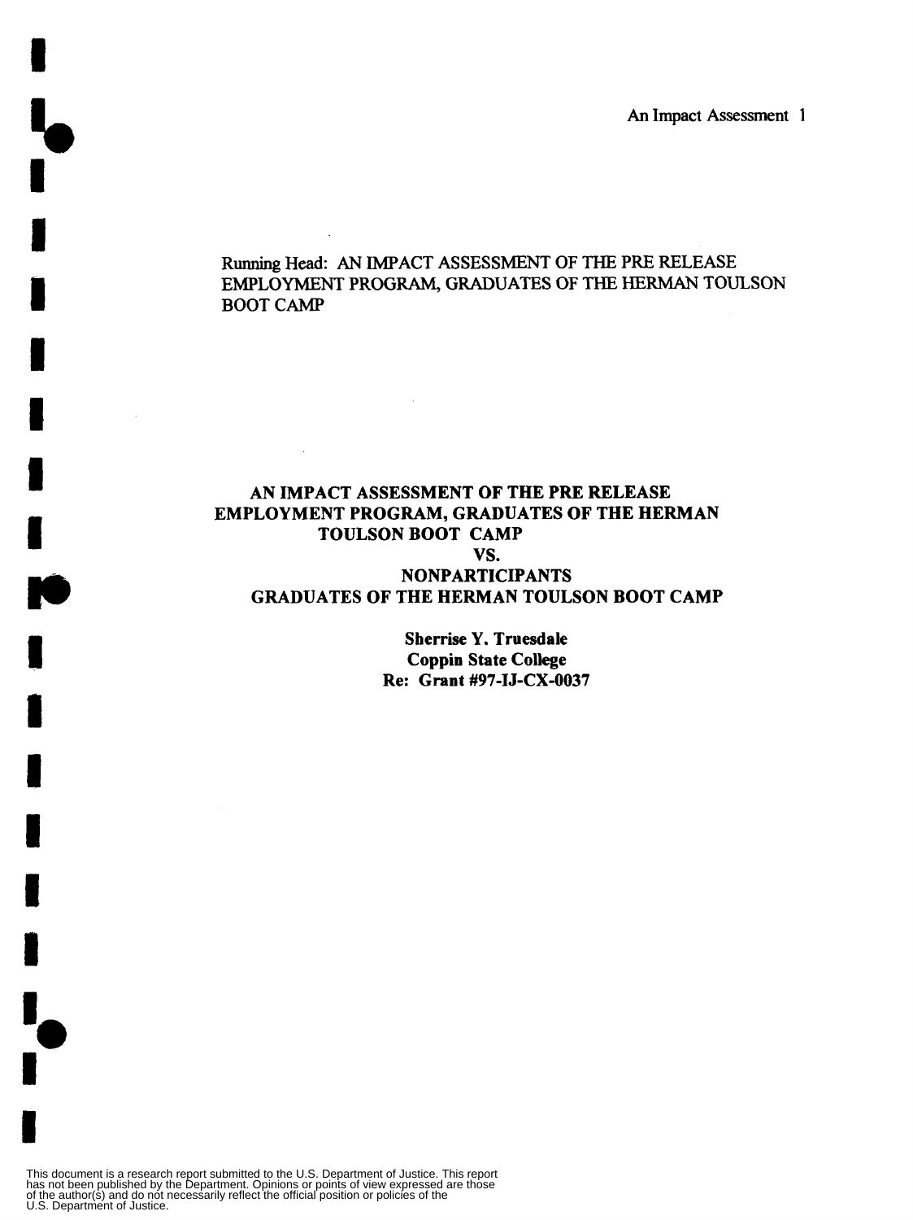Running Head: AN IMPACT ASSESSMENT OF THE PRE RELEASE EMPLOYMENT PROGRAM, GRADUATES OF THE HERMAN TOULSON BOOT CAMP

# AN IMPACT ASSESSMENT OF THE PRE RELEASE EMPLOYMENT PROGRAM, GRADUATES OF THE HERMAN TOULSON BOOT CAMP VS. NONPARTICIPANTS GRADUATES OF THE HERMAN TOULSON BOOT CAMP

**Sherrise Y. Truesdale**
**Coppin State College**
**Re: Grant #97-IJ-CX-0037**

This document is a research report submitted to the U.S. Department of Justice. This report has not been published by the Department. Opinions or points of view expressed are those of the author(s) and do not necessarily reflect the official position or policies of the U.S. Department of Justice.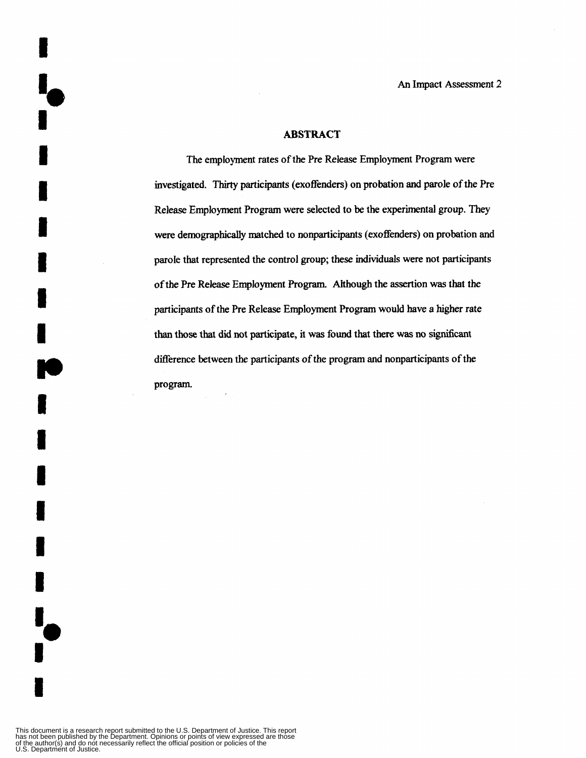## ABSTRACT

The employment rates of the Pre Release Employment Program were investigated. Thirty participants (exoffenders) on probation and parole of the Pre Release Employment Program were selected to be the experimental group. They were demographically matched to nonparticipants (exoffenders) on probation and parole that represented the control group; these individuals were not participants of the Pre Release Employment Program. Although the assertion was that the participants of the Pre Release Employment Program would have a higher rate than those that did not participate, it was found that there was no significant difference between the participants of the program and nonparticipants of the program.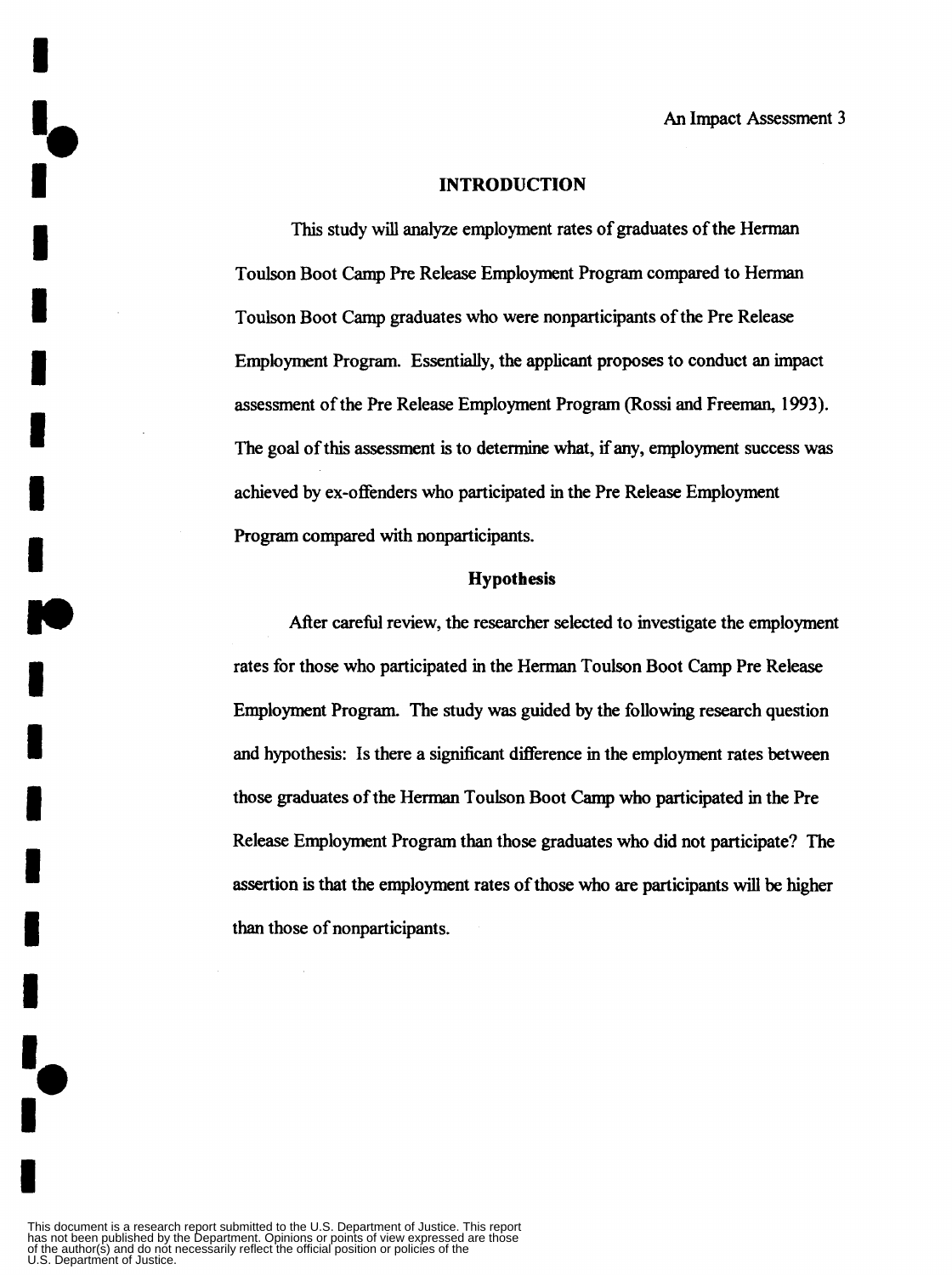## INTRODUCTION

This study will analyze employment rates of graduates of the Herman Toulson Boot Camp Pre Release Employment Program compared to Herman Toulson Boot Camp graduates who were nonparticipants of the Pre Release Employment Program. Essentially, the applicant proposes to conduct an impact assessment of the Pre Release Employment Program (Rossi and Freeman, 1993). The goal of this assessment is to determine what, if any, employment success was achieved by ex-offenders who participated in the Pre Release Employment Program compared with nonparticipants.

### Hypothesis

After careful review, the researcher selected to investigate the employment rates for those who participated in the Herman Toulson Boot Camp Pre Release Employment Program. The study was guided by the following research question and hypothesis: Is there a significant difference in the employment rates between those graduates of the Herman Toulson Boot Camp who participated in the Pre Release Employment Program than those graduates who did not participate? The assertion is that the employment rates of those who are participants will be higher than those of nonparticipants.

This document is a research report submitted to the U.S. Department of Justice. This report has not been published by the Department. Opinions or points of view expressed are those of the author(s) and do not necessarily reflect the official position or policies of the U.S. Department of Justice.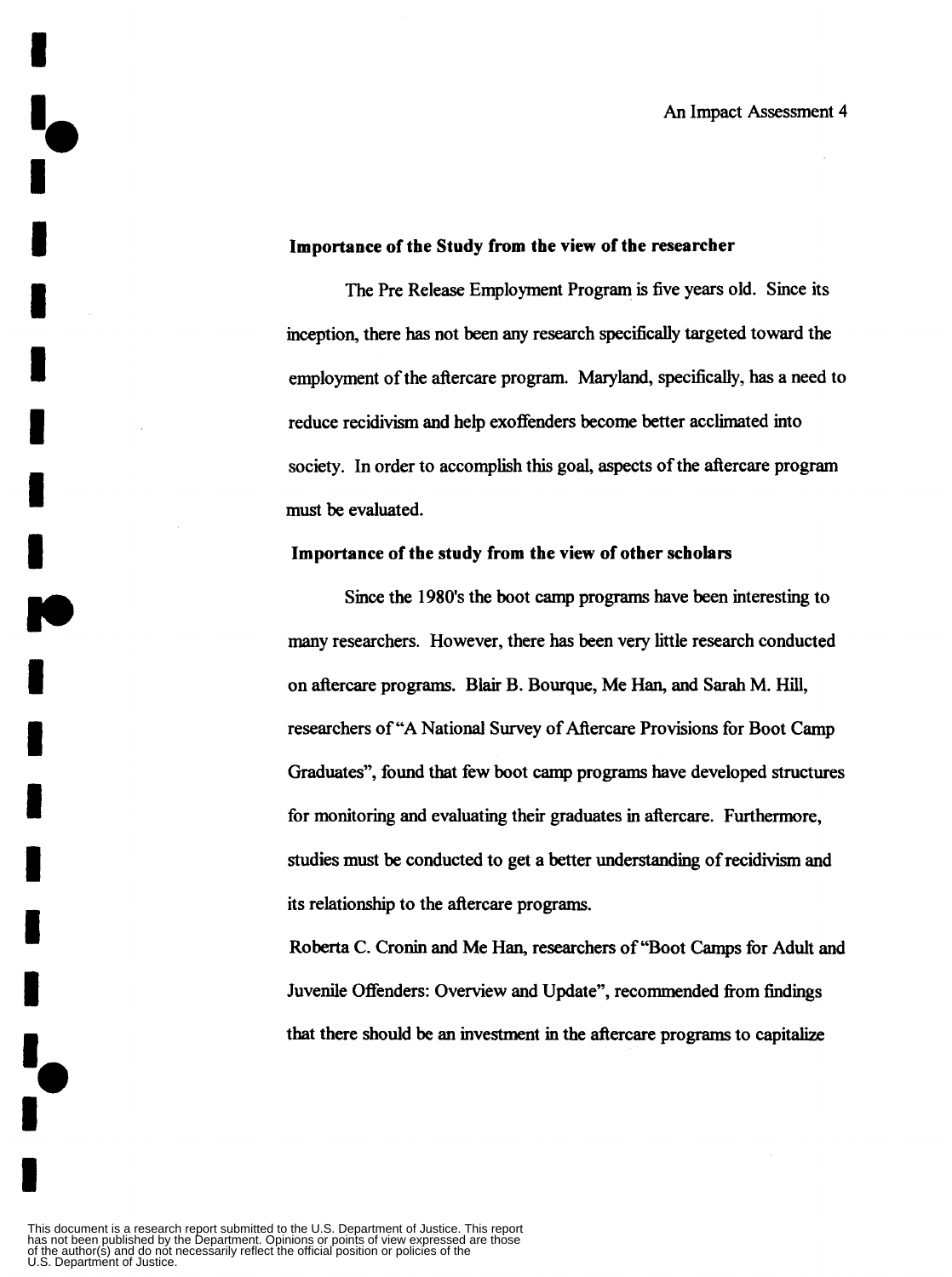**Importance of the Study from the view of the researcher**

The Pre Release Employment Program is five years old. Since its inception, there has not been any research specifically targeted toward the employment of the aftercare program. Maryland, specifically, has a need to reduce recidivism and help exoffenders become better acclimated into society. In order to accomplish this goal, aspects of the aftercare program must be evaluated.

**Importance of the study from the view of other scholars**

Since the 1980's the boot camp programs have been interesting to many researchers. However, there has been very little research conducted on aftercare programs. Blair B. Bourque, Me Han, and Sarah M. Hill, researchers of "A National Survey of Aftercare Provisions for Boot Camp Graduates", found that few boot camp programs have developed structures for monitoring and evaluating their graduates in aftercare. Furthermore, studies must be conducted to get a better understanding of recidivism and its relationship to the aftercare programs.

Roberta C. Cronin and Me Han, researchers of "Boot Camps for Adult and Juvenile Offenders: Overview and Update", recommended from findings that there should be an investment in the aftercare programs to capitalize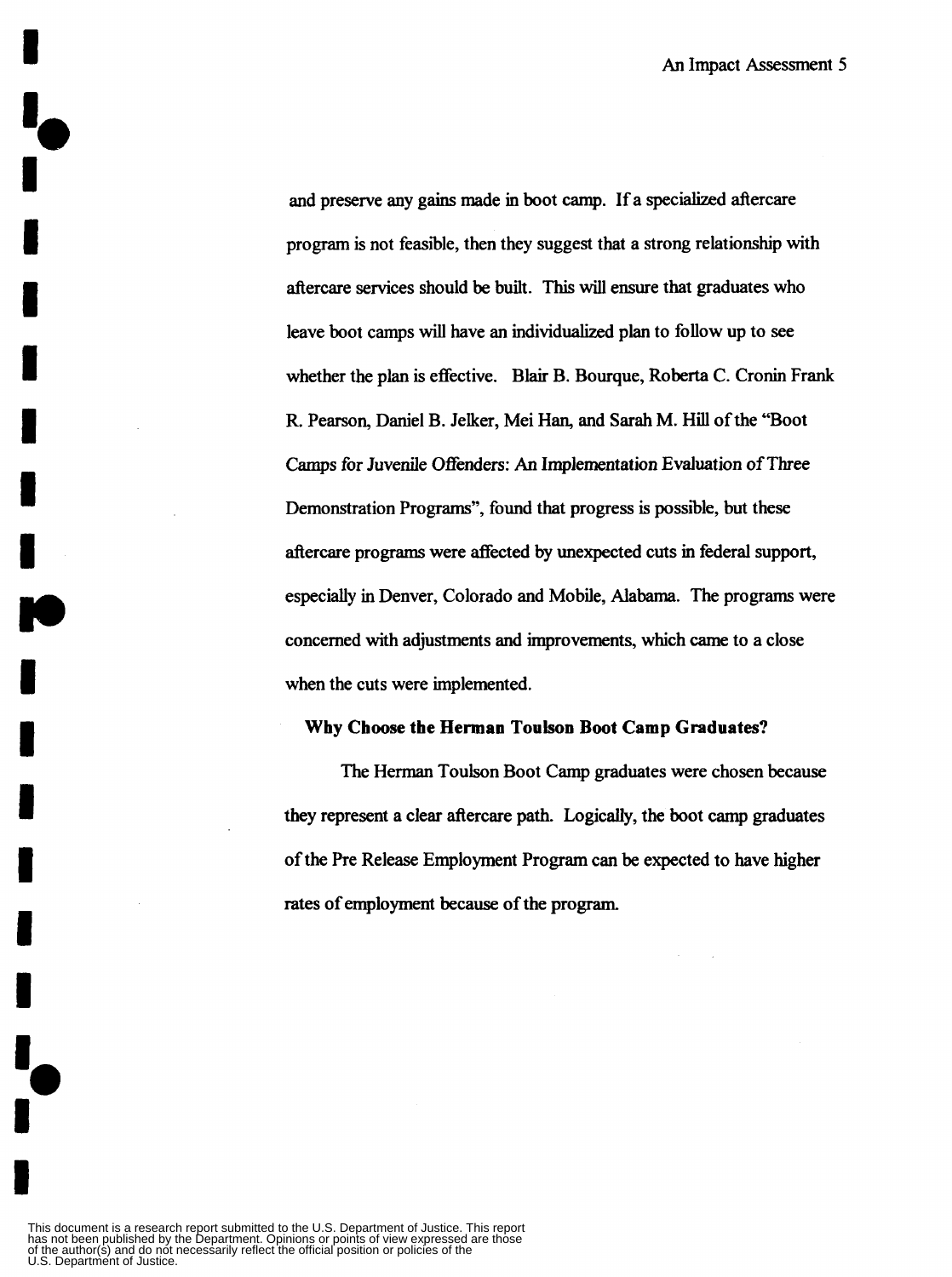and preserve any gains made in boot camp. If a specialized aftercare program is not feasible, then they suggest that a strong relationship with aftercare services should be built. This will ensure that graduates who leave boot camps will have an individualized plan to follow up to see whether the plan is effective. Blair B. Bourque, Roberta C. Cronin Frank R. Pearson, Daniel B. Jelker, Mei Han, and Sarah M. Hill of the "Boot Camps for Juvenile Offenders: An Implementation Evaluation of Three Demonstration Programs", found that progress is possible, but these aftercare programs were affected by unexpected cuts in federal support, especially in Denver, Colorado and Mobile, Alabama. The programs were concerned with adjustments and improvements, which came to a close when the cuts were implemented.

**Why Choose the Herman Toulson Boot Camp Graduates?**

The Herman Toulson Boot Camp graduates were chosen because they represent a clear aftercare path. Logically, the boot camp graduates of the Pre Release Employment Program can be expected to have higher rates of employment because of the program.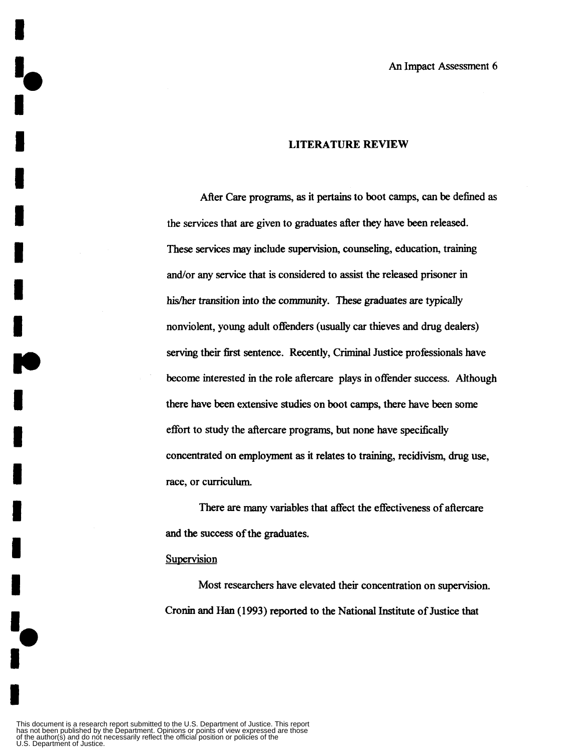## LITERATURE REVIEW

After Care programs, as it pertains to boot camps, can be defined as the services that are given to graduates after they have been released. These services may include supervision, counseling, education, training and/or any service that is considered to assist the released prisoner in his/her transition into the community. These graduates are typically nonviolent, young adult offenders (usually car thieves and drug dealers) serving their first sentence. Recently, Criminal Justice professionals have become interested in the role aftercare plays in offender success. Although there have been extensive studies on boot camps, there have been some effort to study the aftercare programs, but none have specifically concentrated on employment as it relates to training, recidivism, drug use, race, or curriculum.

There are many variables that affect the effectiveness of aftercare and the success of the graduates.

<u>Supervision</u>

Most researchers have elevated their concentration on supervision. Cronin and Han (1993) reported to the National Institute of Justice that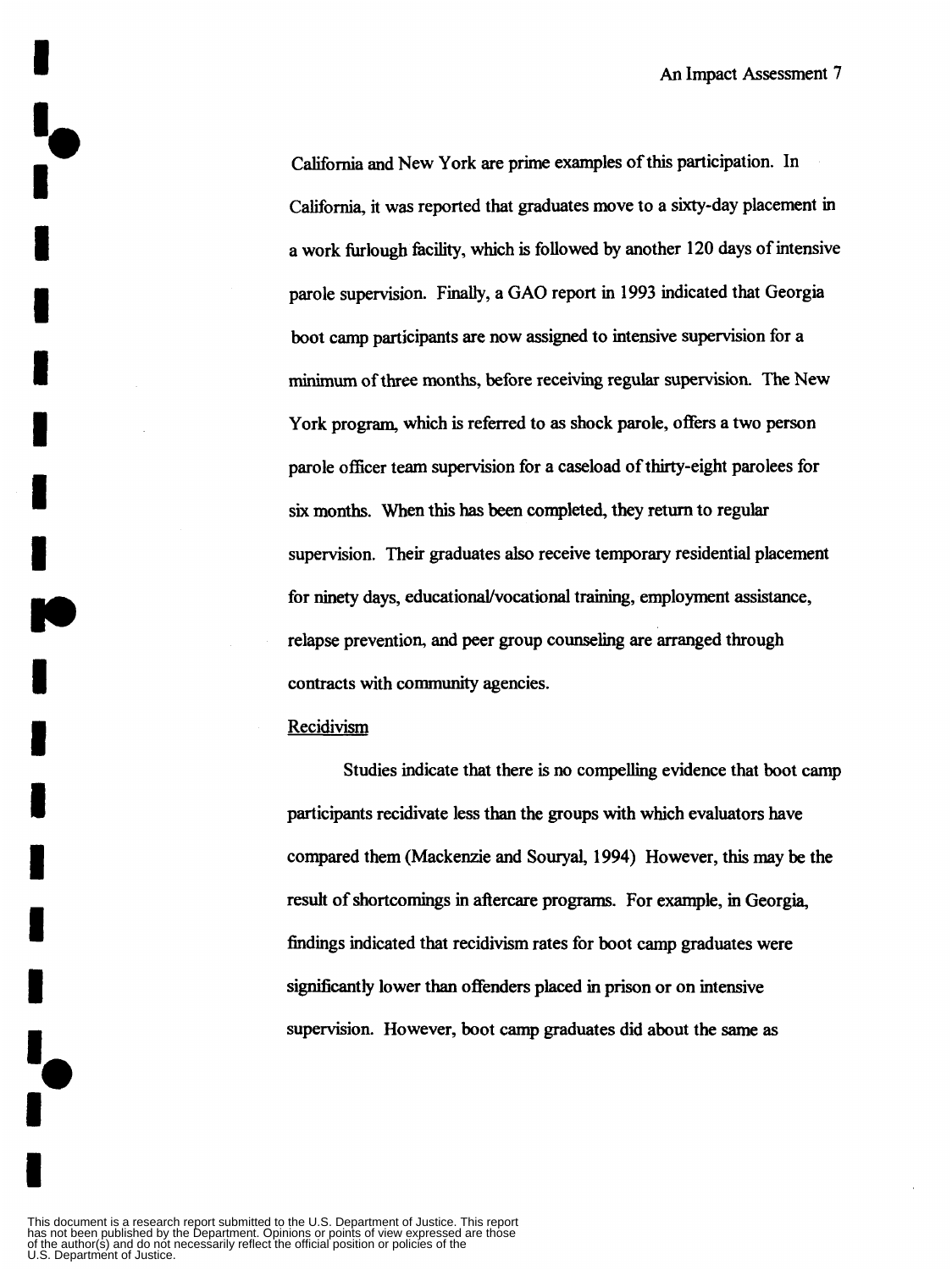California and New York are prime examples of this participation. In California, it was reported that graduates move to a sixty-day placement in a work furlough facility, which is followed by another 120 days of intensive parole supervision. Finally, a GAO report in 1993 indicated that Georgia boot camp participants are now assigned to intensive supervision for a minimum of three months, before receiving regular supervision. The New York program, which is referred to as shock parole, offers a two person parole officer team supervision for a caseload of thirty-eight parolees for six months. When this has been completed, they return to regular supervision. Their graduates also receive temporary residential placement for ninety days, educational/vocational training, employment assistance, relapse prevention, and peer group counseling are arranged through contracts with community agencies.

Recidivism

Studies indicate that there is no compelling evidence that boot camp participants recidivate less than the groups with which evaluators have compared them (Mackenzie and Souryal, 1994) However, this may be the result of shortcomings in aftercare programs. For example, in Georgia, findings indicated that recidivism rates for boot camp graduates were significantly lower than offenders placed in prison or on intensive supervision. However, boot camp graduates did about the same as

This document is a research report submitted to the U.S. Department of Justice. This report has not been published by the Department. Opinions or points of view expressed are those of the author(s) and do not necessarily reflect the official position or policies of the U.S. Department of Justice.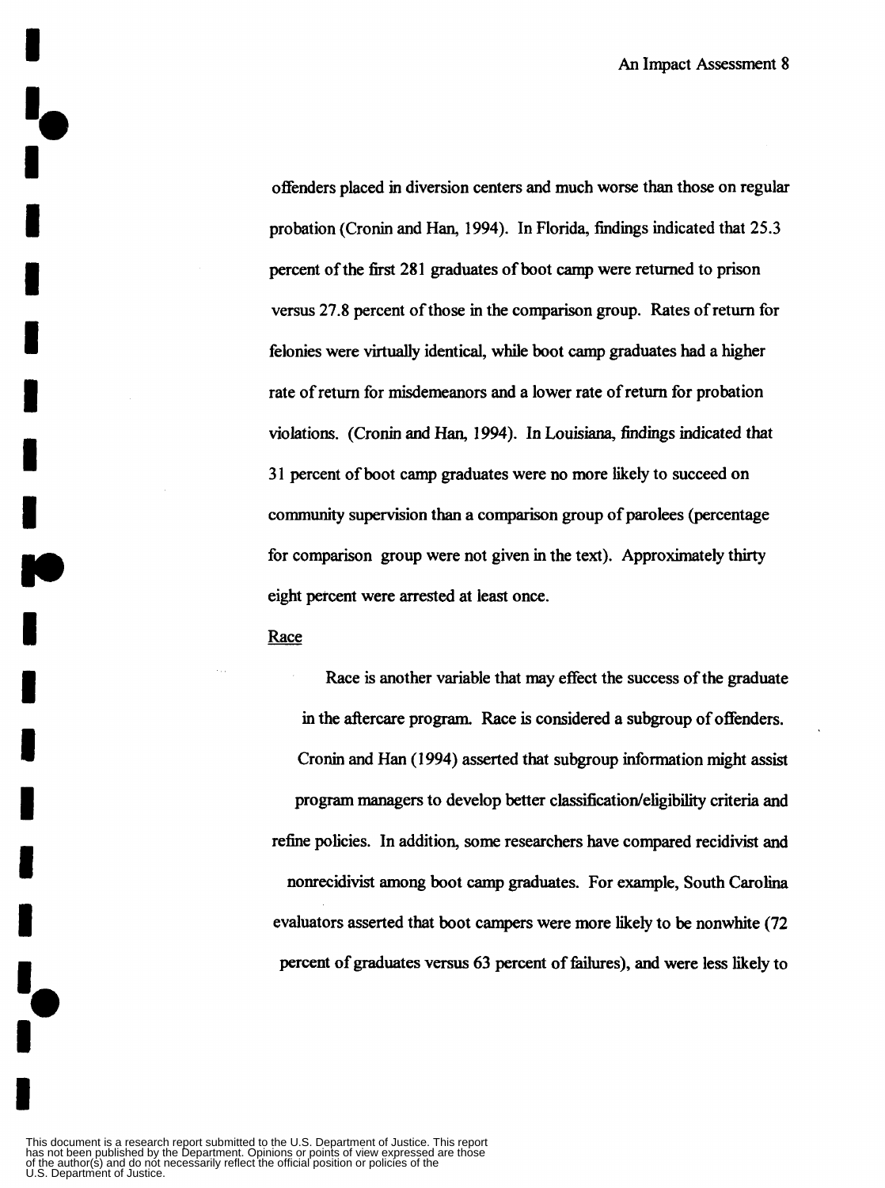offenders placed in diversion centers and much worse than those on regular probation (Cronin and Han, 1994). In Florida, findings indicated that 25.3 percent of the first 281 graduates of boot camp were returned to prison versus 27.8 percent of those in the comparison group. Rates of return for felonies were virtually identical, while boot camp graduates had a higher rate of return for misdemeanors and a lower rate of return for probation violations. (Cronin and Han, 1994). In Louisiana, findings indicated that 31 percent of boot camp graduates were no more likely to succeed on community supervision than a comparison group of parolees (percentage for comparison group were not given in the text). Approximately thirty eight percent were arrested at least once.

## Race

Race is another variable that may effect the success of the graduate in the aftercare program. Race is considered a subgroup of offenders. Cronin and Han (1994) asserted that subgroup information might assist program managers to develop better classification/eligibility criteria and refine policies. In addition, some researchers have compared recidivist and nonrecidivist among boot camp graduates. For example, South Carolina evaluators asserted that boot campers were more likely to be nonwhite (72 percent of graduates versus 63 percent of failures), and were less likely to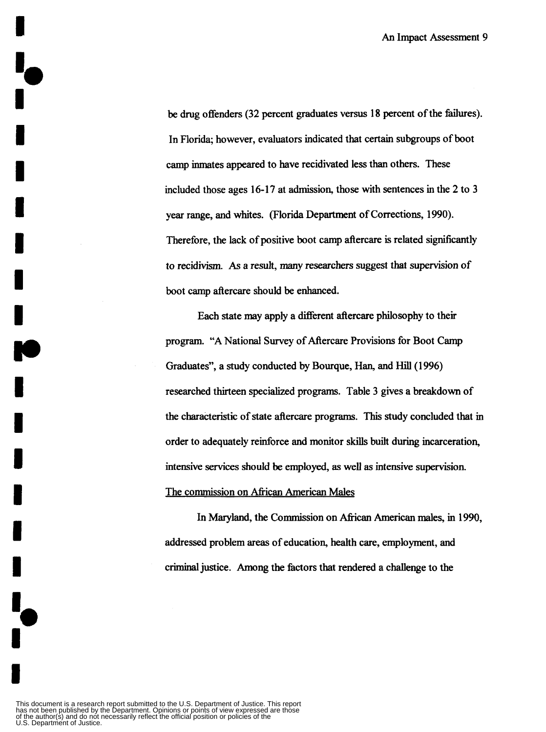be drug offenders (32 percent graduates versus 18 percent of the failures). In Florida; however, evaluators indicated that certain subgroups of boot camp inmates appeared to have recidivated less than others. These included those ages 16-17 at admission, those with sentences in the 2 to 3 year range, and whites. (Florida Department of Corrections, 1990). Therefore, the lack of positive boot camp aftercare is related significantly to recidivism. As a result, many researchers suggest that supervision of boot camp aftercare should be enhanced.

Each state may apply a different aftercare philosophy to their program. "A National Survey of Aftercare Provisions for Boot Camp Graduates", a study conducted by Bourque, Han, and Hill (1996) researched thirteen specialized programs. Table 3 gives a breakdown of the characteristic of state aftercare programs. This study concluded that in order to adequately reinforce and monitor skills built during incarceration, intensive services should be employed, as well as intensive supervision.

The commission on African American Males

In Maryland, the Commission on African American males, in 1990, addressed problem areas of education, health care, employment, and criminal justice. Among the factors that rendered a challenge to the

This document is a research report submitted to the U.S. Department of Justice. This report has not been published by the Department. Opinions or points of view expressed are those of the author(s) and do not necessarily reflect the official position or policies of the U.S. Department of Justice.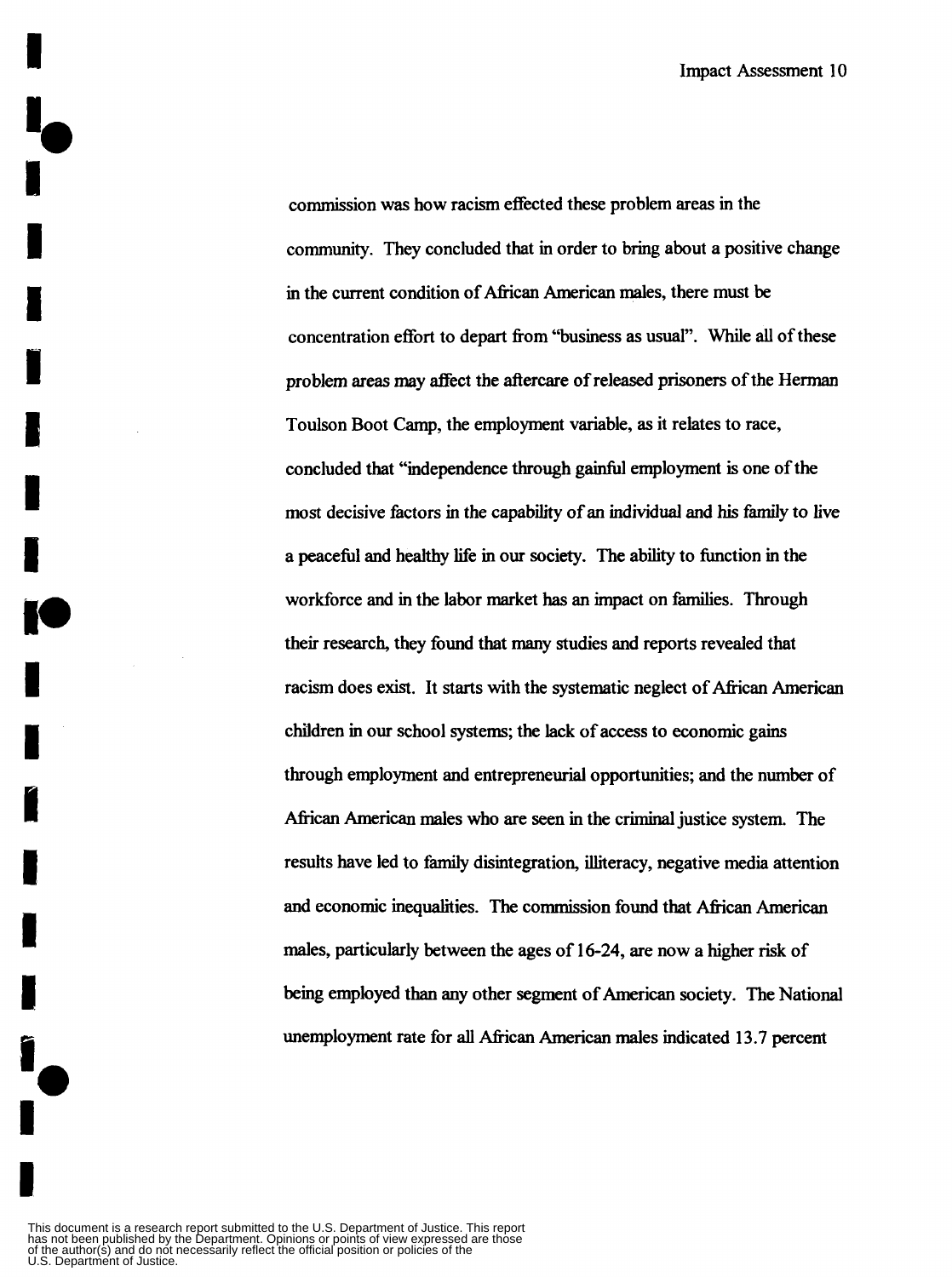commission was how racism effected these problem areas in the community. They concluded that in order to bring about a positive change in the current condition of African American males, there must be concentration effort to depart from "business as usual". While all of these problem areas may affect the aftercare of released prisoners of the Herman Toulson Boot Camp, the employment variable, as it relates to race, concluded that "independence through gainful employment is one of the most decisive factors in the capability of an individual and his family to live a peaceful and healthy life in our society. The ability to function in the workforce and in the labor market has an impact on families. Through their research, they found that many studies and reports revealed that racism does exist. It starts with the systematic neglect of African American children in our school systems; the lack of access to economic gains through employment and entrepreneurial opportunities; and the number of African American males who are seen in the criminal justice system. The results have led to family disintegration, illiteracy, negative media attention and economic inequalities. The commission found that African American males, particularly between the ages of 16-24, are now a higher risk of being employed than any other segment of American society. The National unemployment rate for all African American males indicated 13.7 percent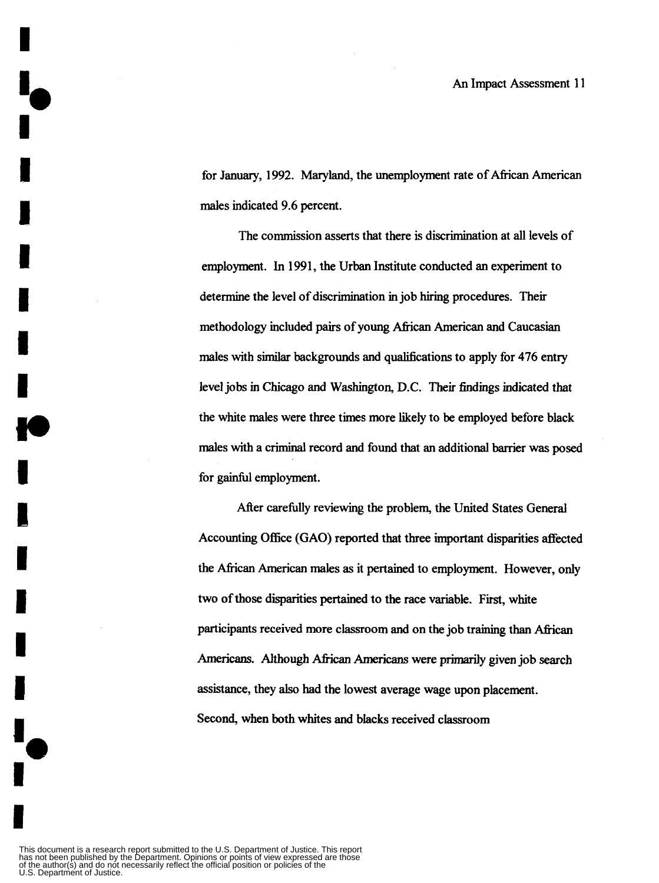for January, 1992. Maryland, the unemployment rate of African American males indicated 9.6 percent.

The commission asserts that there is discrimination at all levels of employment. In 1991, the Urban Institute conducted an experiment to determine the level of discrimination in job hiring procedures. Their methodology included pairs of young African American and Caucasian males with similar backgrounds and qualifications to apply for 476 entry level jobs in Chicago and Washington, D.C. Their findings indicated that the white males were three times more likely to be employed before black males with a criminal record and found that an additional barrier was posed for gainful employment.

After carefully reviewing the problem, the United States General Accounting Office (GAO) reported that three important disparities affected the African American males as it pertained to employment. However, only two of those disparities pertained to the race variable. First, white participants received more classroom and on the job training than African Americans. Although African Americans were primarily given job search assistance, they also had the lowest average wage upon placement. Second, when both whites and blacks received classroom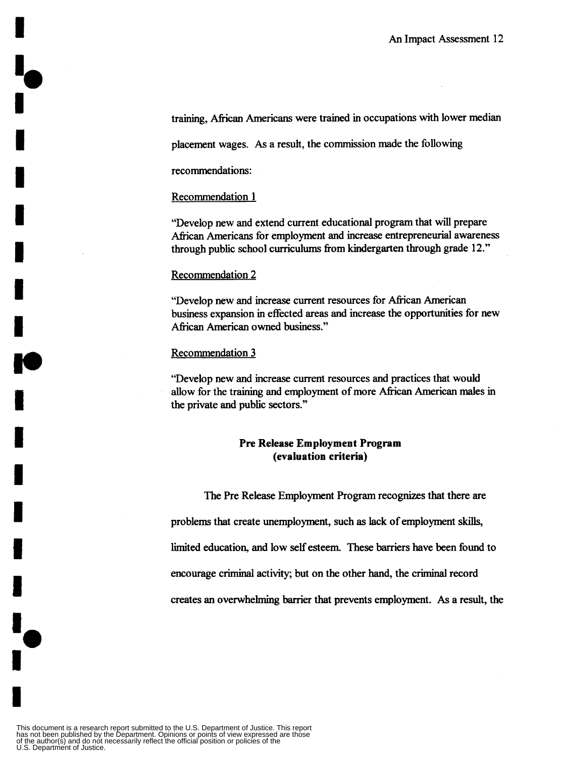training, African Americans were trained in occupations with lower median placement wages. As a result, the commission made the following recommendations:

Recommendation 1

"Develop new and extend current educational program that will prepare African Americans for employment and increase entrepreneurial awareness through public school curriculums from kindergarten through grade 12."

Recommendation 2

"Develop new and increase current resources for African American business expansion in effected areas and increase the opportunities for new African American owned business."

Recommendation 3

"Develop new and increase current resources and practices that would allow for the training and employment of more African American males in the private and public sectors."

**Pre Release Employment Program**
**(evaluation criteria)**

The Pre Release Employment Program recognizes that there are problems that create unemployment, such as lack of employment skills, limited education, and low self esteem. These barriers have been found to encourage criminal activity; but on the other hand, the criminal record creates an overwhelming barrier that prevents employment. As a result, the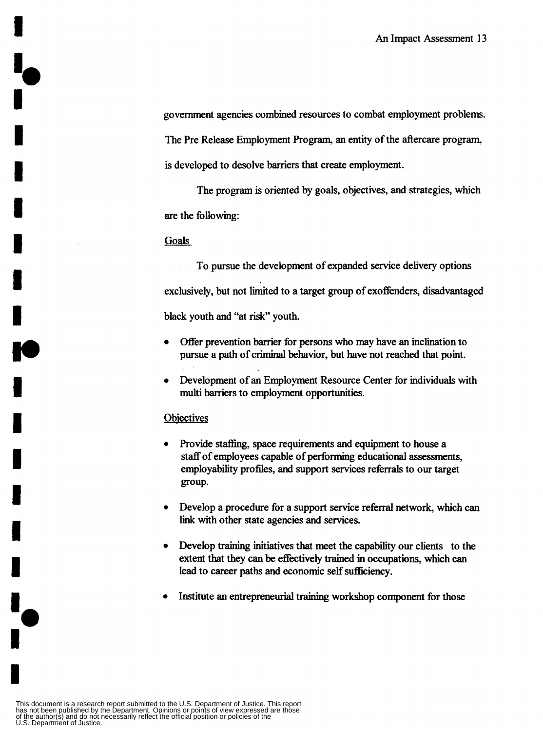government agencies combined resources to combat employment problems. The Pre Release Employment Program, an entity of the aftercare program, is developed to desolve barriers that create employment.

The program is oriented by goals, objectives, and strategies, which are the following:

Goals

To pursue the development of expanded service delivery options exclusively, but not limited to a target group of exoffenders, disadvantaged black youth and "at risk" youth.

- Offer prevention barrier for persons who may have an inclination to pursue a path of criminal behavior, but have not reached that point.
- Development of an Employment Resource Center for individuals with multi barriers to employment opportunities.

Objectives

- Provide staffing, space requirements and equipment to house a staff of employees capable of performing educational assessments, employability profiles, and support services referrals to our target group.
- Develop a procedure for a support service referral network, which can link with other state agencies and services.
- Develop training initiatives that meet the capability our clients to the extent that they can be effectively trained in occupations, which can lead to career paths and economic self sufficiency.
- Institute an entrepreneurial training workshop component for those

This document is a research report submitted to the U.S. Department of Justice. This report has not been published by the Department. Opinions or points of view expressed are those of the author(s) and do not necessarily reflect the official position or policies of the U.S. Department of Justice.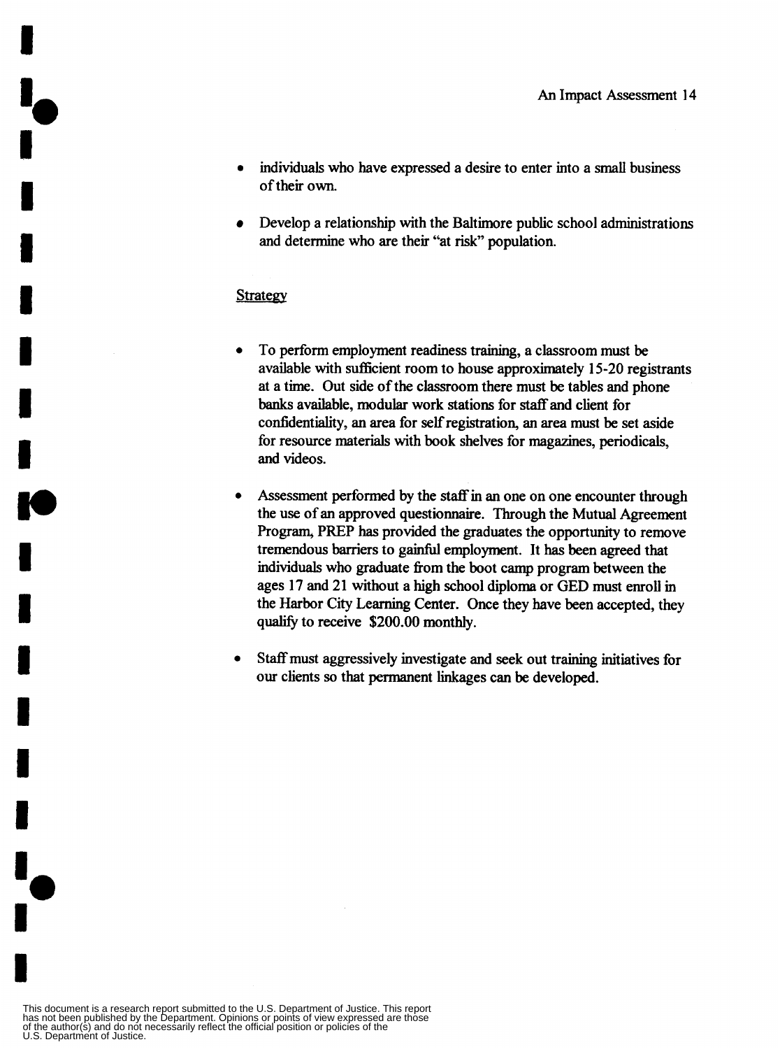- individuals who have expressed a desire to enter into a small business of their own.

- Develop a relationship with the Baltimore public school administrations and determine who are their "at risk" population.

Strategy

- To perform employment readiness training, a classroom must be available with sufficient room to house approximately 15-20 registrants at a time. Out side of the classroom there must be tables and phone banks available, modular work stations for staff and client for confidentiality, an area for self registration, an area must be set aside for resource materials with book shelves for magazines, periodicals, and videos.

- Assessment performed by the staff in an one on one encounter through the use of an approved questionnaire. Through the Mutual Agreement Program, PREP has provided the graduates the opportunity to remove tremendous barriers to gainful employment. It has been agreed that individuals who graduate from the boot camp program between the ages 17 and 21 without a high school diploma or GED must enroll in the Harbor City Learning Center. Once they have been accepted, they qualify to receive $200.00 monthly.

- Staff must aggressively investigate and seek out training initiatives for our clients so that permanent linkages can be developed.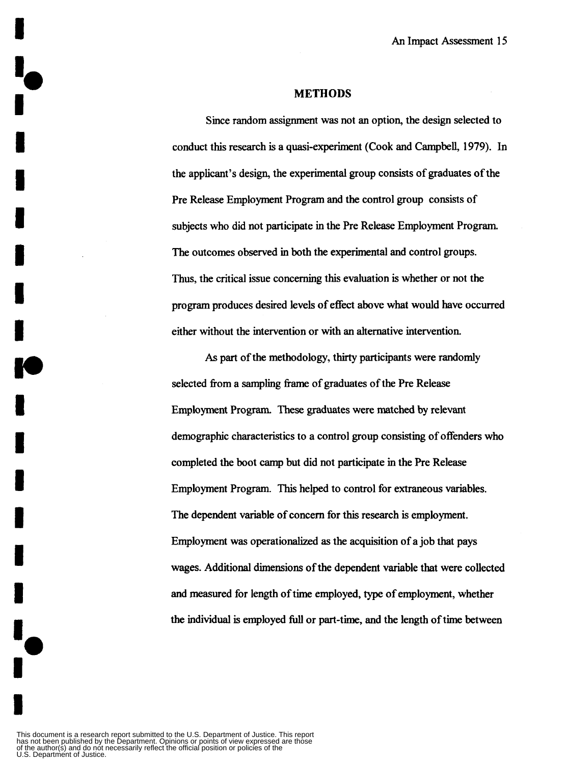## METHODS

Since random assignment was not an option, the design selected to conduct this research is a quasi-experiment (Cook and Campbell, 1979). In the applicant's design, the experimental group consists of graduates of the Pre Release Employment Program and the control group consists of subjects who did not participate in the Pre Release Employment Program. The outcomes observed in both the experimental and control groups. Thus, the critical issue concerning this evaluation is whether or not the program produces desired levels of effect above what would have occurred either without the intervention or with an alternative intervention.

As part of the methodology, thirty participants were randomly selected from a sampling frame of graduates of the Pre Release Employment Program. These graduates were matched by relevant demographic characteristics to a control group consisting of offenders who completed the boot camp but did not participate in the Pre Release Employment Program. This helped to control for extraneous variables. The dependent variable of concern for this research is employment. Employment was operationalized as the acquisition of a job that pays wages. Additional dimensions of the dependent variable that were collected and measured for length of time employed, type of employment, whether the individual is employed full or part-time, and the length of time between

This document is a research report submitted to the U.S. Department of Justice. This report has not been published by the Department. Opinions or points of view expressed are those of the author(s) and do not necessarily reflect the official position or policies of the U.S. Department of Justice.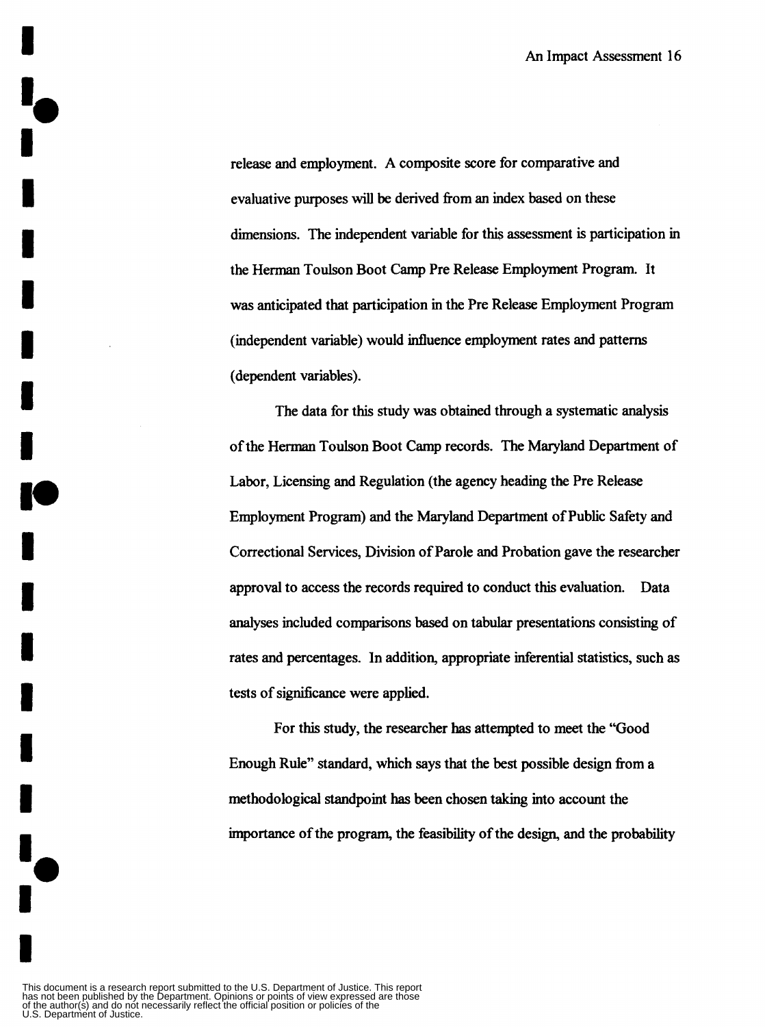release and employment. A composite score for comparative and evaluative purposes will be derived from an index based on these dimensions. The independent variable for this assessment is participation in the Herman Toulson Boot Camp Pre Release Employment Program. It was anticipated that participation in the Pre Release Employment Program (independent variable) would influence employment rates and patterns (dependent variables).

The data for this study was obtained through a systematic analysis of the Herman Toulson Boot Camp records. The Maryland Department of Labor, Licensing and Regulation (the agency heading the Pre Release Employment Program) and the Maryland Department of Public Safety and Correctional Services, Division of Parole and Probation gave the researcher approval to access the records required to conduct this evaluation. Data analyses included comparisons based on tabular presentations consisting of rates and percentages. In addition, appropriate inferential statistics, such as tests of significance were applied.

For this study, the researcher has attempted to meet the "Good Enough Rule" standard, which says that the best possible design from a methodological standpoint has been chosen taking into account the importance of the program, the feasibility of the design, and the probability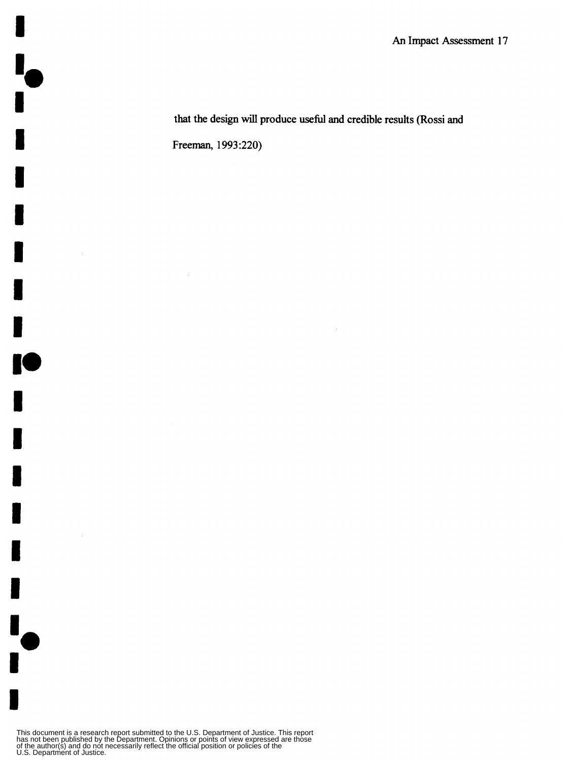that the design will produce useful and credible results (Rossi and Freeman, 1993:220)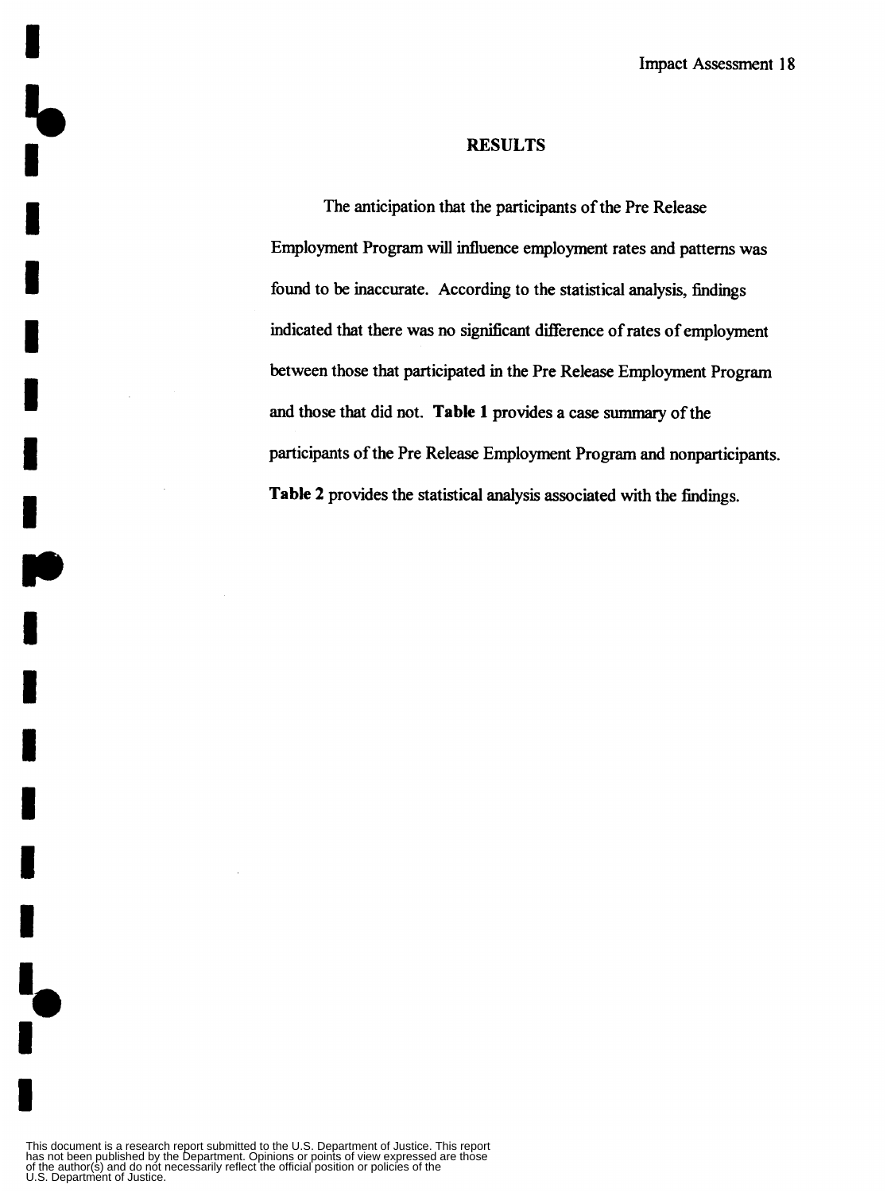## RESULTS

The anticipation that the participants of the Pre Release Employment Program will influence employment rates and patterns was found to be inaccurate. According to the statistical analysis, findings indicated that there was no significant difference of rates of employment between those that participated in the Pre Release Employment Program and those that did not. **Table 1** provides a case summary of the participants of the Pre Release Employment Program and nonparticipants. **Table 2** provides the statistical analysis associated with the findings.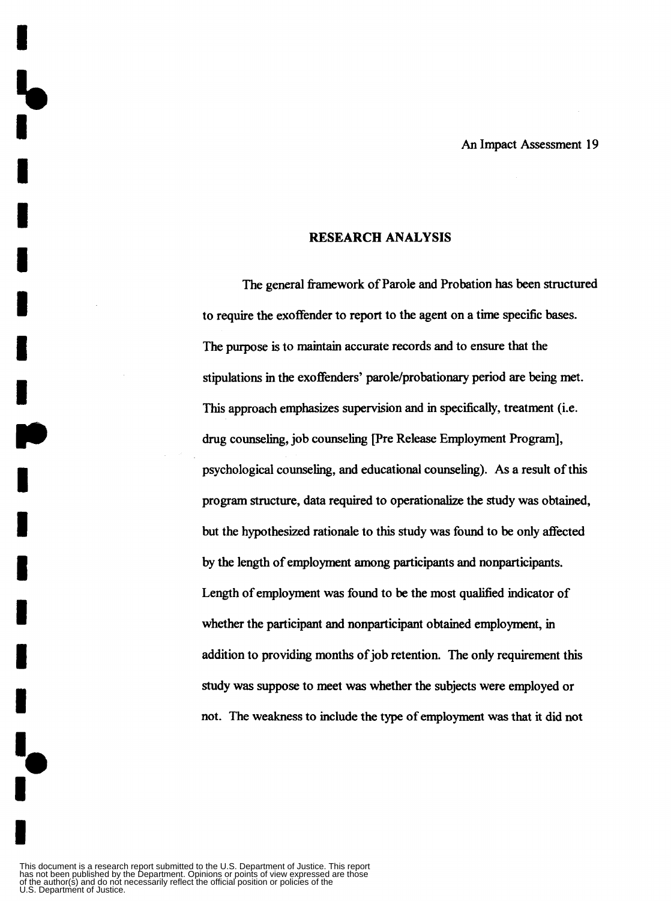## RESEARCH ANALYSIS

The general framework of Parole and Probation has been structured to require the exoffender to report to the agent on a time specific bases. The purpose is to maintain accurate records and to ensure that the stipulations in the exoffenders' parole/probationary period are being met. This approach emphasizes supervision and in specifically, treatment (i.e. drug counseling, job counseling [Pre Release Employment Program], psychological counseling, and educational counseling). As a result of this program structure, data required to operationalize the study was obtained, but the hypothesized rationale to this study was found to be only affected by the length of employment among participants and nonparticipants. Length of employment was found to be the most qualified indicator of whether the participant and nonparticipant obtained employment, in addition to providing months of job retention. The only requirement this study was suppose to meet was whether the subjects were employed or not. The weakness to include the type of employment was that it did not

This document is a research report submitted to the U.S. Department of Justice. This report has not been published by the Department. Opinions or points of view expressed are those of the author(s) and do not necessarily reflect the official position or policies of the U.S. Department of Justice.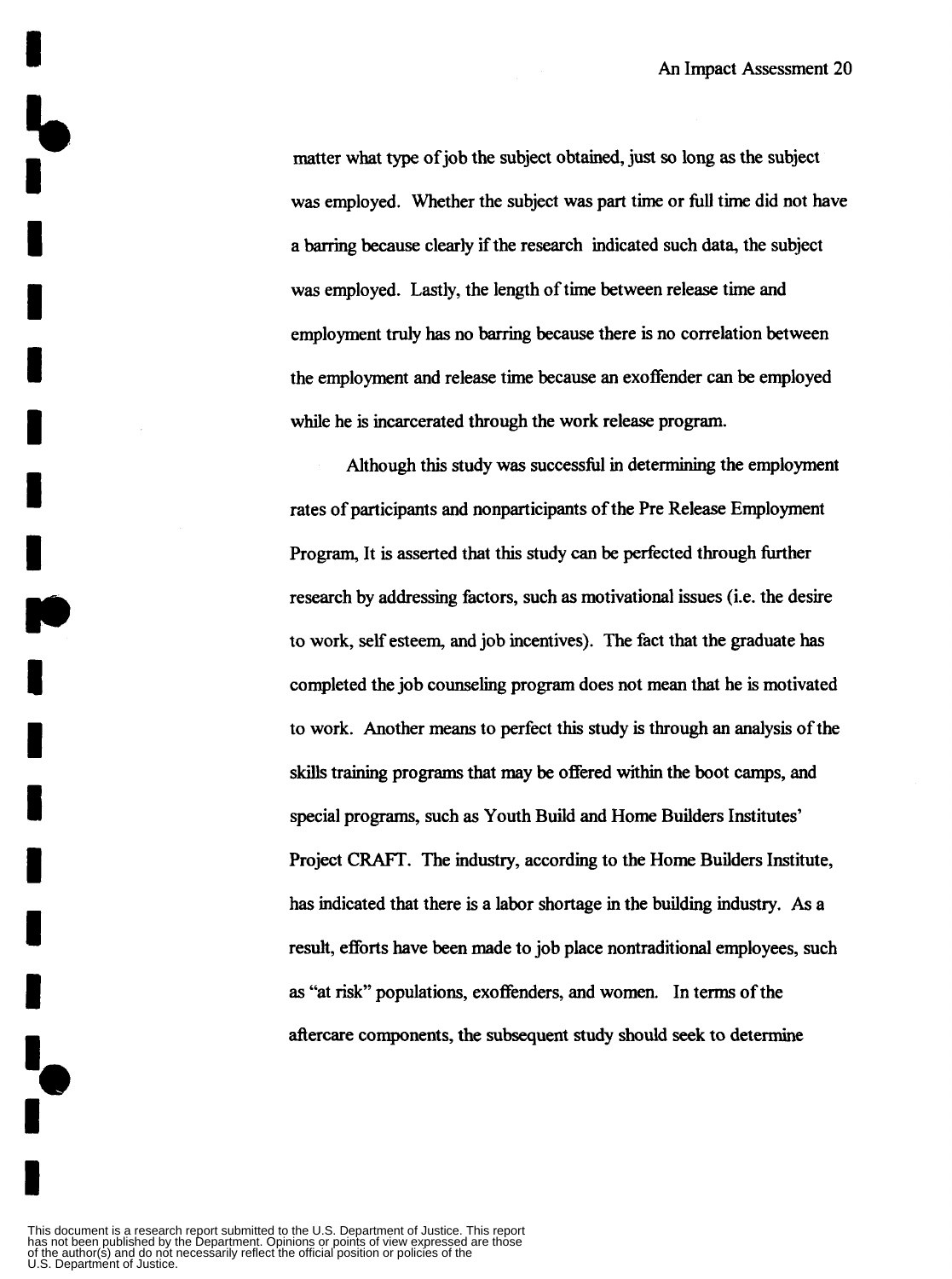matter what type of job the subject obtained, just so long as the subject was employed. Whether the subject was part time or full time did not have a barring because clearly if the research indicated such data, the subject was employed. Lastly, the length of time between release time and employment truly has no barring because there is no correlation between the employment and release time because an exoffender can be employed while he is incarcerated through the work release program.

Although this study was successful in determining the employment rates of participants and nonparticipants of the Pre Release Employment Program, It is asserted that this study can be perfected through further research by addressing factors, such as motivational issues (i.e. the desire to work, self esteem, and job incentives). The fact that the graduate has completed the job counseling program does not mean that he is motivated to work. Another means to perfect this study is through an analysis of the skills training programs that may be offered within the boot camps, and special programs, such as Youth Build and Home Builders Institutes' Project CRAFT. The industry, according to the Home Builders Institute, has indicated that there is a labor shortage in the building industry. As a result, efforts have been made to job place nontraditional employees, such as "at risk" populations, exoffenders, and women. In terms of the aftercare components, the subsequent study should seek to determine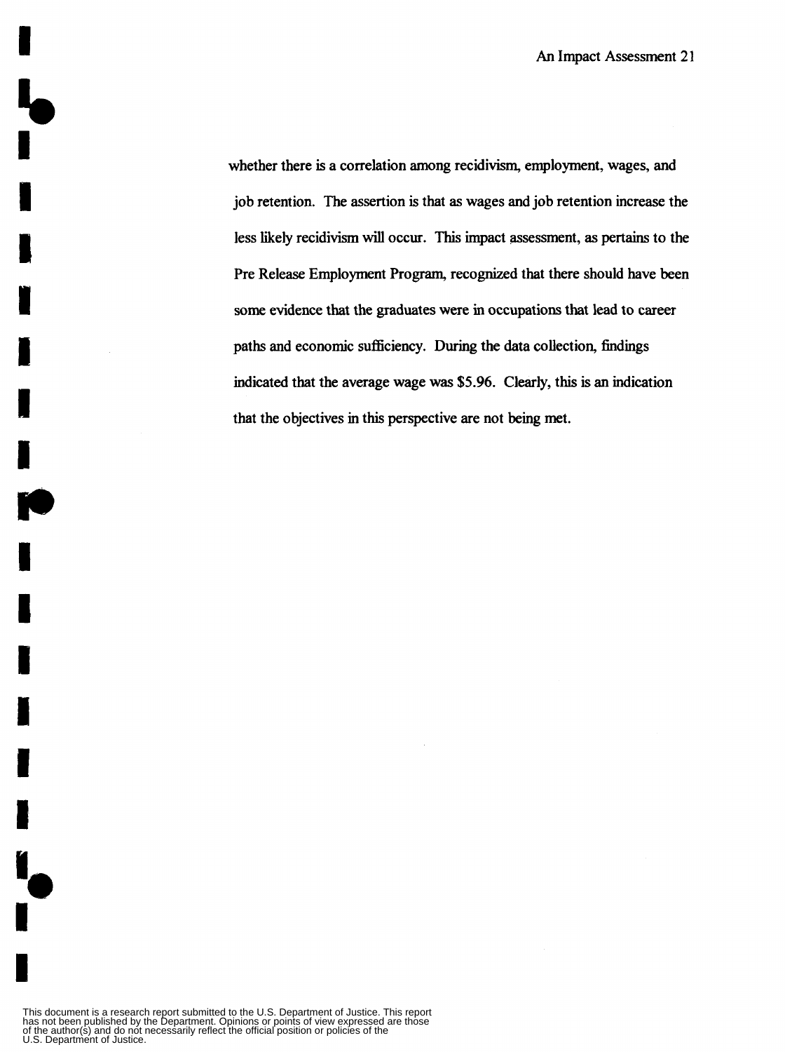whether there is a correlation among recidivism, employment, wages, and job retention. The assertion is that as wages and job retention increase the less likely recidivism will occur. This impact assessment, as pertains to the Pre Release Employment Program, recognized that there should have been some evidence that the graduates were in occupations that lead to career paths and economic sufficiency. During the data collection, findings indicated that the average wage was $5.96. Clearly, this is an indication that the objectives in this perspective are not being met.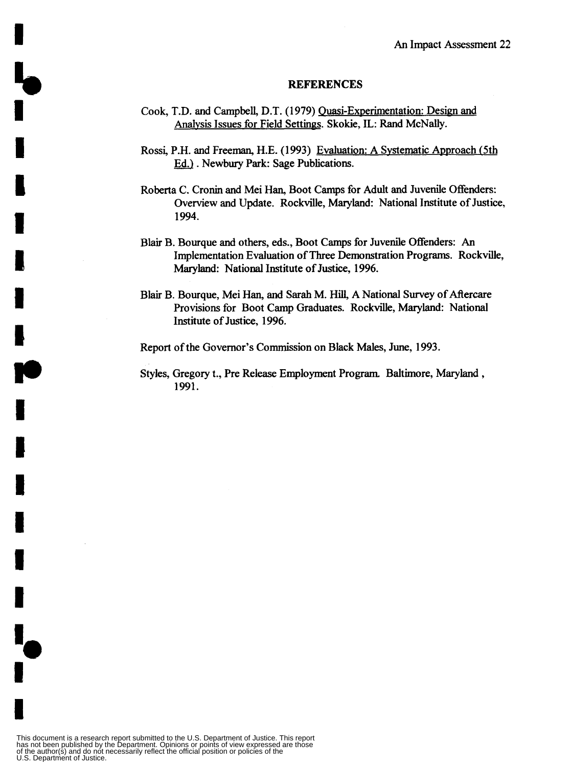## REFERENCES

Cook, T.D. and Campbell, D.T. (1979) Quasi-Experimentation: Design and Analysis Issues for Field Settings. Skokie, IL: Rand McNally.

Rossi, P.H. and Freeman, H.E. (1993) Evaluation: A Systematic Approach (5th Ed.) . Newbury Park: Sage Publications.

Roberta C. Cronin and Mei Han, Boot Camps for Adult and Juvenile Offenders: Overview and Update. Rockville, Maryland: National Institute of Justice, 1994.

Blair B. Bourque and others, eds., Boot Camps for Juvenile Offenders: An Implementation Evaluation of Three Demonstration Programs. Rockville, Maryland: National Institute of Justice, 1996.

Blair B. Bourque, Mei Han, and Sarah M. Hill, A National Survey of Aftercare Provisions for Boot Camp Graduates. Rockville, Maryland: National Institute of Justice, 1996.

Report of the Governor's Commission on Black Males, June, 1993.

Styles, Gregory t., Pre Release Employment Program. Baltimore, Maryland , 1991.

This document is a research report submitted to the U.S. Department of Justice. This report has not been published by the Department. Opinions or points of view expressed are those of the author(s) and do not necessarily reflect the official position or policies of the U.S. Department of Justice.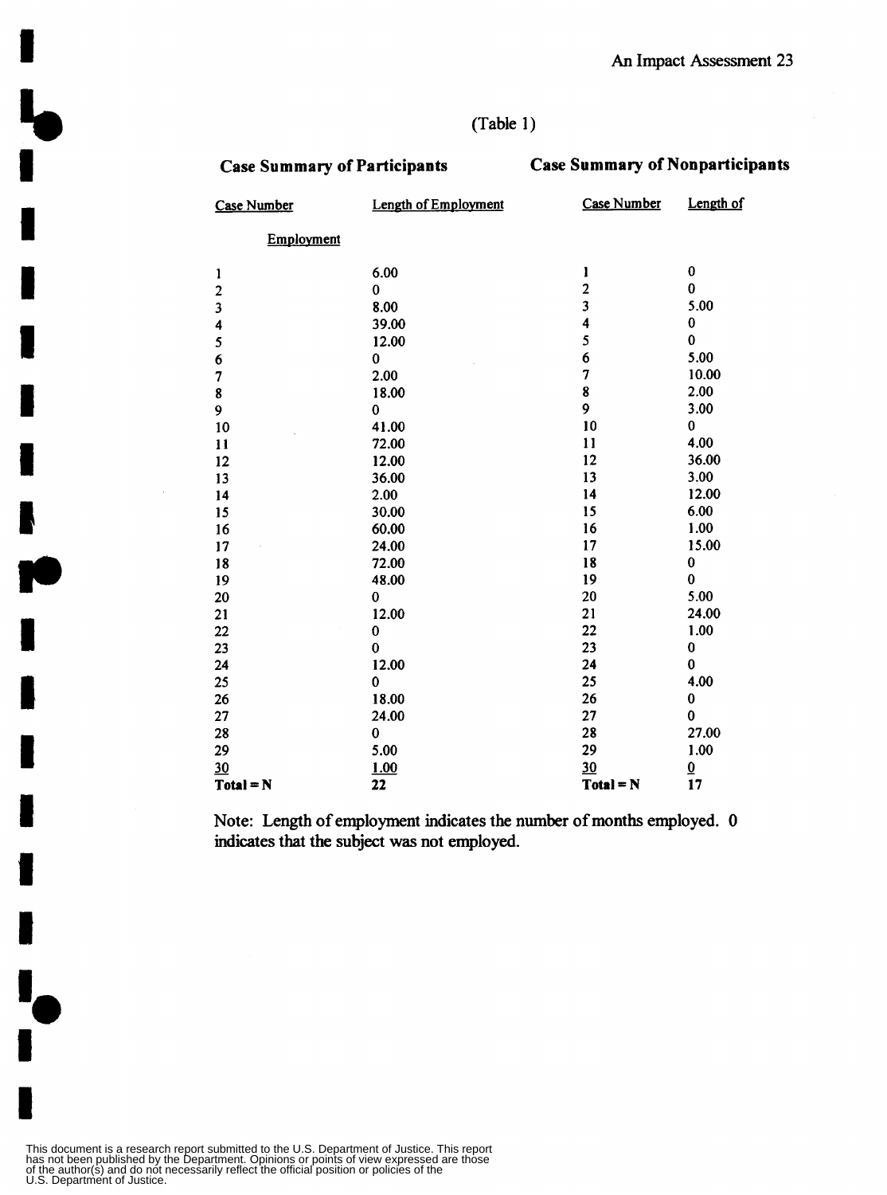(Table 1)

| Case Summary of Participants | | Case Summary of Nonparticipants | |
|---|---|---|---|
| Case Number | Length of Employment | Case Number | Length of Employment |
| 1 | 6.00 | 1 | 0 |
| 2 | 0 | 2 | 0 |
| 3 | 8.00 | 3 | 5.00 |
| 4 | 39.00 | 4 | 0 |
| 5 | 12.00 | 5 | 0 |
| 6 | 0 | 6 | 5.00 |
| 7 | 2.00 | 7 | 10.00 |
| 8 | 18.00 | 8 | 2.00 |
| 9 | 0 | 9 | 3.00 |
| 10 | 41.00 | 10 | 0 |
| 11 | 72.00 | 11 | 4.00 |
| 12 | 12.00 | 12 | 36.00 |
| 13 | 36.00 | 13 | 3.00 |
| 14 | 2.00 | 14 | 12.00 |
| 15 | 30.00 | 15 | 6.00 |
| 16 | 60.00 | 16 | 1.00 |
| 17 | 24.00 | 17 | 15.00 |
| 18 | 72.00 | 18 | 0 |
| 19 | 48.00 | 19 | 0 |
| 20 | 0 | 20 | 5.00 |
| 21 | 12.00 | 21 | 24.00 |
| 22 | 0 | 22 | 1.00 |
| 23 | 0 | 23 | 0 |
| 24 | 12.00 | 24 | 0 |
| 25 | 0 | 25 | 4.00 |
| 26 | 18.00 | 26 | 0 |
| 27 | 24.00 | 27 | 0 |
| 28 | 0 | 28 | 27.00 |
| 29 | 5.00 | 29 | 1.00 |
| 30 | 1.00 | 30 | 0 |
| **Total = N** | **22** | **Total = N** | **17** |

Note: Length of employment indicates the number of months employed. 0 indicates that the subject was not employed.

This document is a research report submitted to the U.S. Department of Justice. This report has not been published by the Department. Opinions or points of view expressed are those of the author(s) and do not necessarily reflect the official position or policies of the U.S. Department of Justice.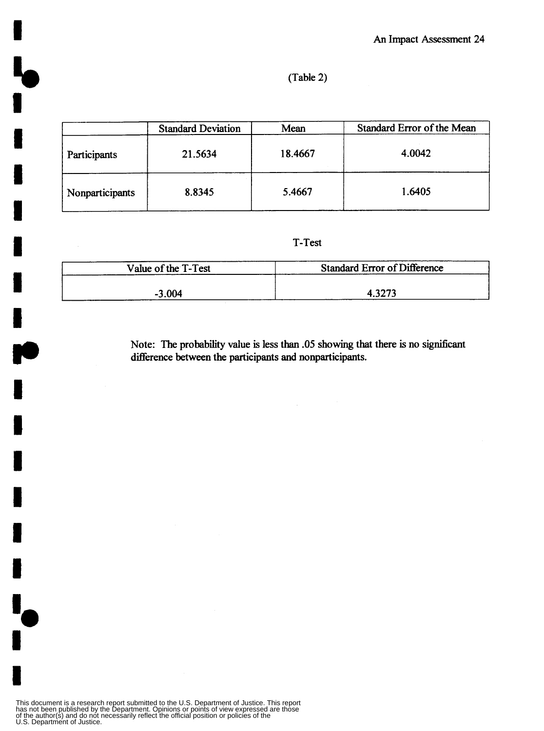(Table 2)

| | Standard Deviation | Mean | Standard Error of the Mean |
|---|---|---|---|
| Participants | 21.5634 | 18.4667 | 4.0042 |
| Nonparticipants | 8.8345 | 5.4667 | 1.6405 |

T-Test

| Value of the T-Test | Standard Error of Difference |
|---|---|
| -3.004 | 4.3273 |

Note: The probability value is less than .05 showing that there is no significant difference between the participants and nonparticipants.

This document is a research report submitted to the U.S. Department of Justice. This report has not been published by the Department. Opinions or points of view expressed are those of the author(s) and do not necessarily reflect the official position or policies of the U.S. Department of Justice.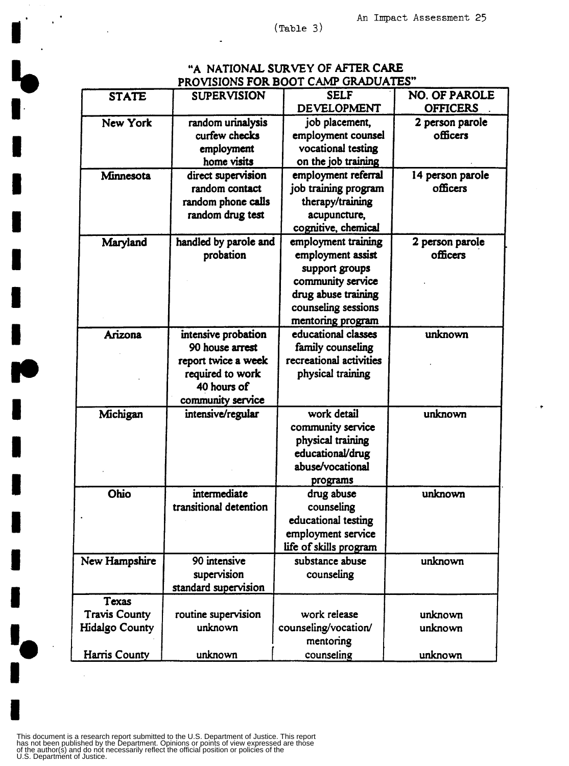(Table 3)

**"A NATIONAL SURVEY OF AFTER CARE PROVISIONS FOR BOOT CAMP GRADUATES"**

| STATE | SUPERVISION | SELF DEVELOPMENT | NO. OF PAROLE OFFICERS |
|---|---|---|---|
| New York | random urinalysis<br>curfew checks<br>employment<br>home visits | job placement,<br>employment counsel<br>vocational testing<br>on the job training | 2 person parole officers |
| Minnesota | direct supervision<br>random contact<br>random phone calls<br>random drug test | employment referral<br>job training program<br>therapy/training<br>acupuncture,<br>cognitive, chemical | 14 person parole officers |
| Maryland | handled by parole and probation | employment training<br>employment assist<br>support groups<br>community service<br>drug abuse training<br>counseling sessions<br>mentoring program | 2 person parole officers |
| Arizona | intensive probation<br>90 house arrest<br>report twice a week<br>required to work<br>40 hours of community service | educational classes<br>family counseling<br>recreational activities<br>physical training | unknown |
| Michigan | intensive/regular | work detail<br>community service<br>physical training<br>educational/drug abuse/vocational programs | unknown |
| Ohio | intermediate transitional detention | drug abuse counseling<br>educational testing<br>employment service<br>life of skills program | unknown |
| New Hampshire | 90 intensive supervision<br>standard supervision | substance abuse counseling | unknown |
| Texas | | | |
| Travis County | routine supervision | work release | unknown |
| Hidalgo County | unknown | counseling/vocation/ mentoring | unknown |
| Harris County | unknown | counseling | unknown |

This document is a research report submitted to the U.S. Department of Justice. This report has not been published by the Department. Opinions or points of view expressed are those of the author(s) and do not necessarily reflect the official position or policies of the U.S. Department of Justice.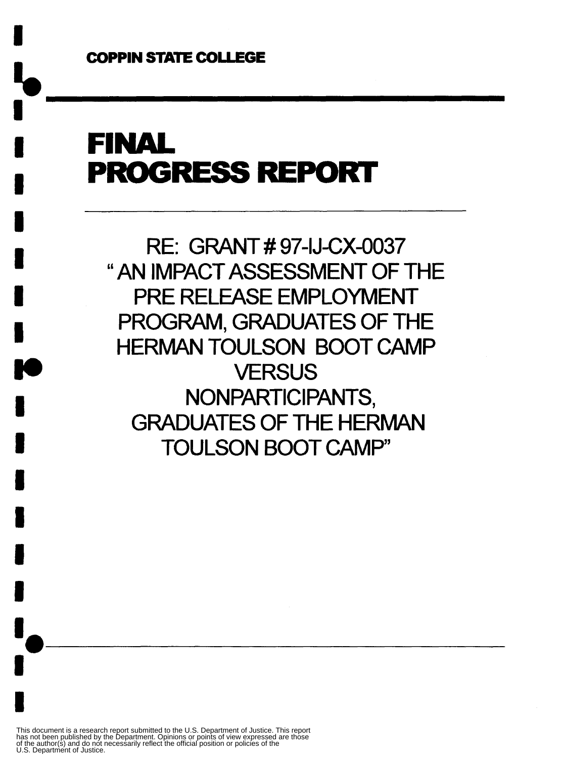**COPPIN STATE COLLEGE**

# FINAL PROGRESS REPORT

RE: GRANT # 97-IJ-CX-0037
" AN IMPACT ASSESSMENT OF THE PRE RELEASE EMPLOYMENT PROGRAM, GRADUATES OF THE HERMAN TOULSON BOOT CAMP VERSUS NONPARTICIPANTS, GRADUATES OF THE HERMAN TOULSON BOOT CAMP"

This document is a research report submitted to the U.S. Department of Justice. This report has not been published by the Department. Opinions or points of view expressed are those of the author(s) and do not necessarily reflect the official position or policies of the U.S. Department of Justice.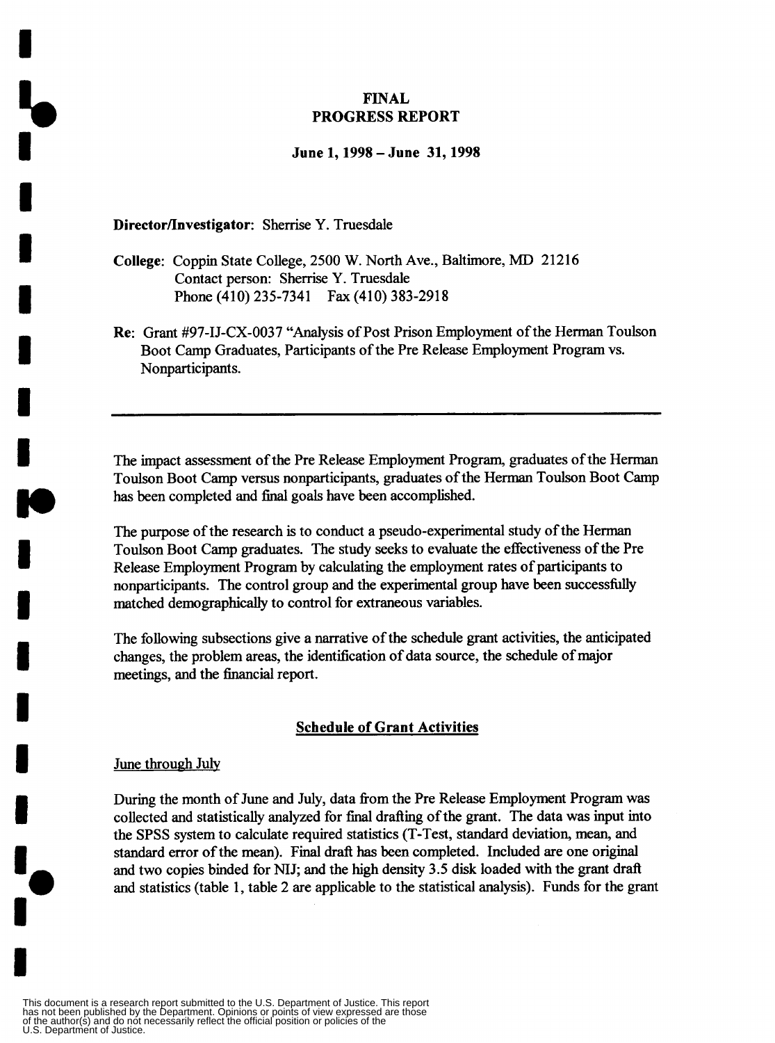# FINAL PROGRESS REPORT

**June 1, 1998 – June 31, 1998**

**Director/Investigator**: Sherrise Y. Truesdale

**College**: Coppin State College, 2500 W. North Ave., Baltimore, MD 21216
Contact person: Sherrise Y. Truesdale
Phone (410) 235-7341 Fax (410) 383-2918

**Re**: Grant #97-IJ-CX-0037 "Analysis of Post Prison Employment of the Herman Toulson Boot Camp Graduates, Participants of the Pre Release Employment Program vs. Nonparticipants.

---

The impact assessment of the Pre Release Employment Program, graduates of the Herman Toulson Boot Camp versus nonparticipants, graduates of the Herman Toulson Boot Camp has been completed and final goals have been accomplished.

The purpose of the research is to conduct a pseudo-experimental study of the Herman Toulson Boot Camp graduates. The study seeks to evaluate the effectiveness of the Pre Release Employment Program by calculating the employment rates of participants to nonparticipants. The control group and the experimental group have been successfully matched demographically to control for extraneous variables.

The following subsections give a narrative of the schedule grant activities, the anticipated changes, the problem areas, the identification of data source, the schedule of major meetings, and the financial report.

## Schedule of Grant Activities

June through July

During the month of June and July, data from the Pre Release Employment Program was collected and statistically analyzed for final drafting of the grant. The data was input into the SPSS system to calculate required statistics (T-Test, standard deviation, mean, and standard error of the mean). Final draft has been completed. Included are one original and two copies binded for NIJ; and the high density 3.5 disk loaded with the grant draft and statistics (table 1, table 2 are applicable to the statistical analysis). Funds for the grant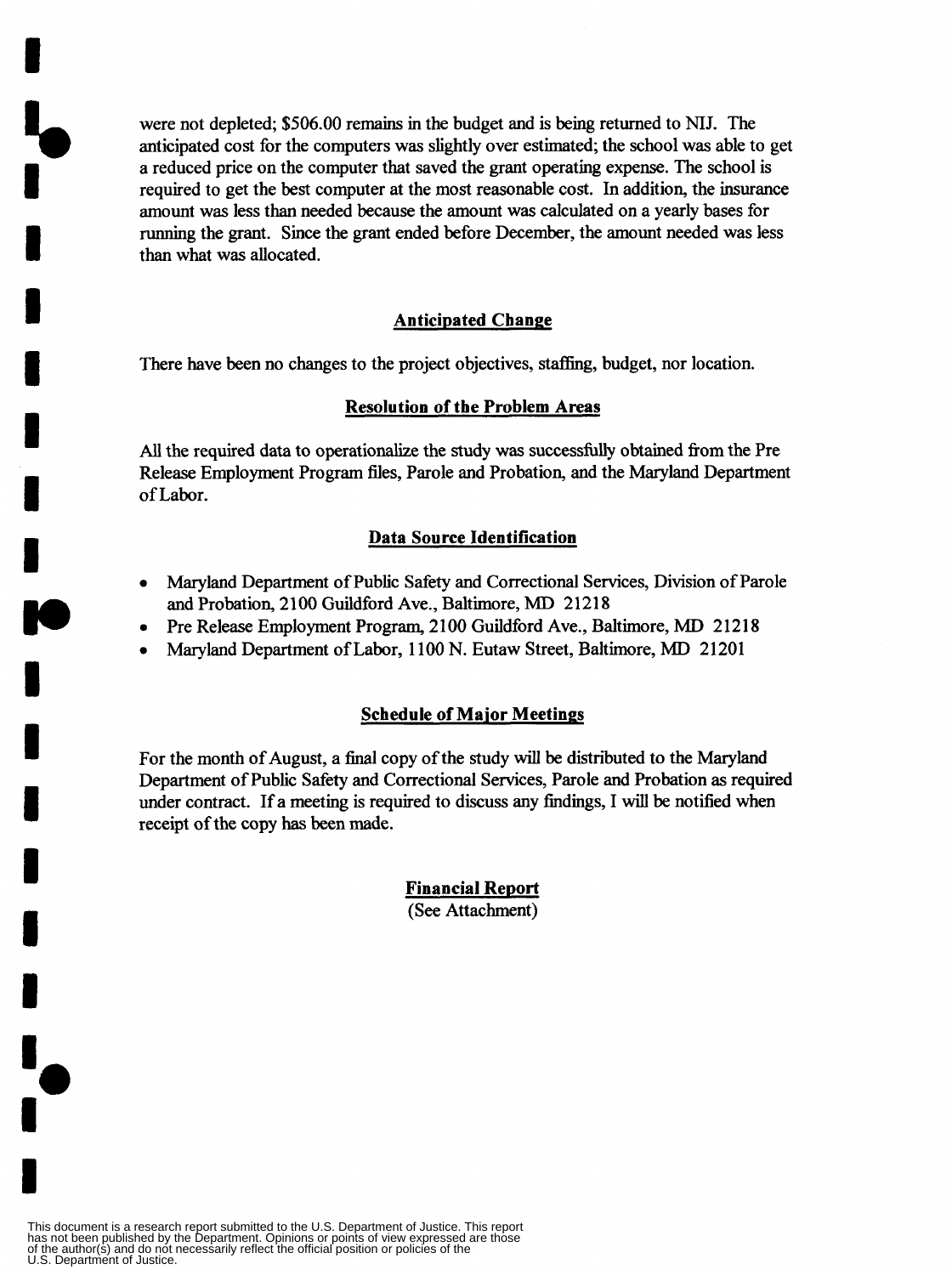were not depleted; $506.00 remains in the budget and is being returned to NIJ. The anticipated cost for the computers was slightly over estimated; the school was able to get a reduced price on the computer that saved the grant operating expense. The school is required to get the best computer at the most reasonable cost. In addition, the insurance amount was less than needed because the amount was calculated on a yearly bases for running the grant. Since the grant ended before December, the amount needed was less than what was allocated.

## Anticipated Change

There have been no changes to the project objectives, staffing, budget, nor location.

## Resolution of the Problem Areas

All the required data to operationalize the study was successfully obtained from the Pre Release Employment Program files, Parole and Probation, and the Maryland Department of Labor.

## Data Source Identification

- Maryland Department of Public Safety and Correctional Services, Division of Parole and Probation, 2100 Guildford Ave., Baltimore, MD 21218
- Pre Release Employment Program, 2100 Guildford Ave., Baltimore, MD 21218
- Maryland Department of Labor, 1100 N. Eutaw Street, Baltimore, MD 21201

## Schedule of Major Meetings

For the month of August, a final copy of the study will be distributed to the Maryland Department of Public Safety and Correctional Services, Parole and Probation as required under contract. If a meeting is required to discuss any findings, I will be notified when receipt of the copy has been made.

## Financial Report

(See Attachment)

This document is a research report submitted to the U.S. Department of Justice. This report has not been published by the Department. Opinions or points of view expressed are those of the author(s) and do not necessarily reflect the official position or policies of the U.S. Department of Justice.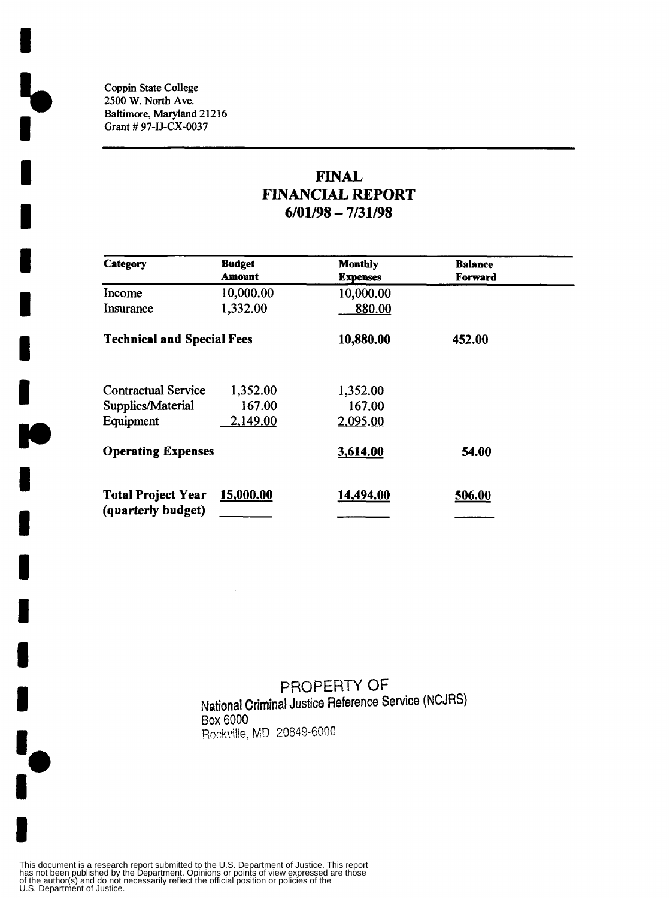Coppin State College
2500 W. North Ave.
Baltimore, Maryland 21216
Grant # 97-IJ-CX-0037

# FINAL FINANCIAL REPORT 6/01/98 – 7/31/98

| Category | Budget Amount | Monthly Expenses | Balance Forward |
|---|---|---|---|
| Income | 10,000.00 | 10,000.00 | |
| Insurance | 1,332.00 | 880.00 | |
| **Technical and Special Fees** | | **10,880.00** | **452.00** |
| Contractual Service | 1,352.00 | 1,352.00 | |
| Supplies/Material | 167.00 | 167.00 | |
| Equipment | 2,149.00 | 2,095.00 | |
| **Operating Expenses** | | **3,614.00** | **54.00** |
| **Total Project Year (quarterly budget)** | **15,000.00** | **14,494.00** | **506.00** |

PROPERTY OF
National Criminal Justice Reference Service (NCJRS)
Box 6000
Rockville, MD 20849-6000

This document is a research report submitted to the U.S. Department of Justice. This report has not been published by the Department. Opinions or points of view expressed are those of the author(s) and do not necessarily reflect the official position or policies of the U.S. Department of Justice.